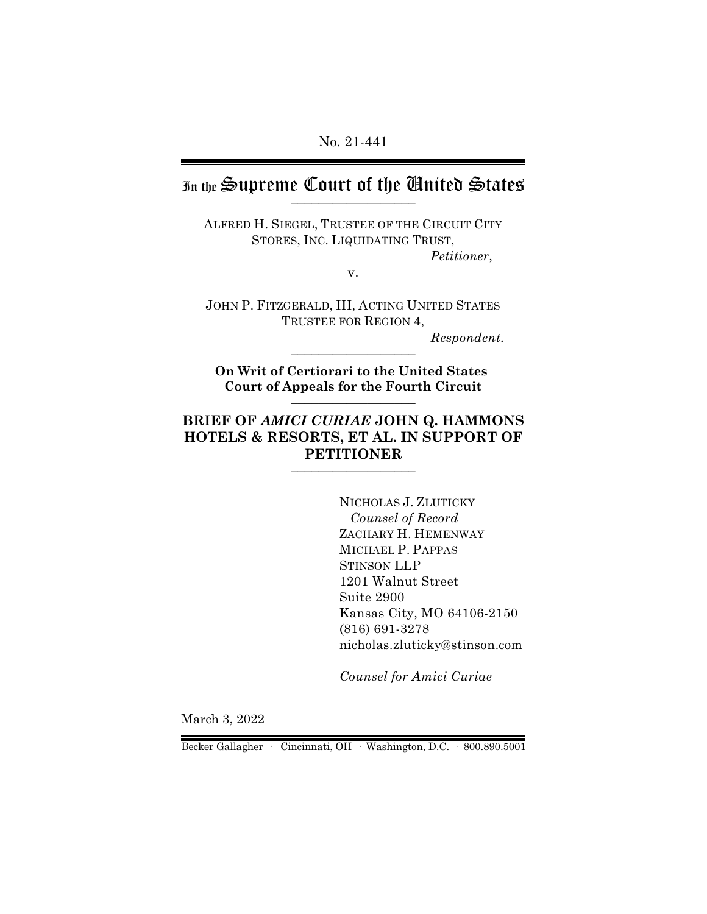No. 21-441

# In the Supreme Court of the United States

ALFRED H. SIEGEL, TRUSTEE OF THE CIRCUIT CITY STORES, INC. LIQUIDATING TRUST,

*Petitioner*,

v.

JOHN P. FITZGERALD, III, ACTING UNITED STATES TRUSTEE FOR REGION 4,

*Respondent*.

**On Writ of Certiorari to the United States Court of Appeals for the Fourth Circuit**

## BRIEF OF *AMICI CURIAE* JOHN Q. HAMMONS HOTELS & RESORTS, ET AL. IN SUPPORT OF PETITIONER

NICHOLAS J. ZLUTICKY
*Counsel of Record*
ZACHARY H. HEMENWAY
MICHAEL P. PAPPAS
STINSON LLP
1201 Walnut Street
Suite 2900
Kansas City, MO 64106-2150
(816) 691-3278
nicholas.zluticky@stinson.com

*Counsel for Amici Curiae*

March 3, 2022

Becker Gallagher · Cincinnati, OH · Washington, D.C. · 800.890.5001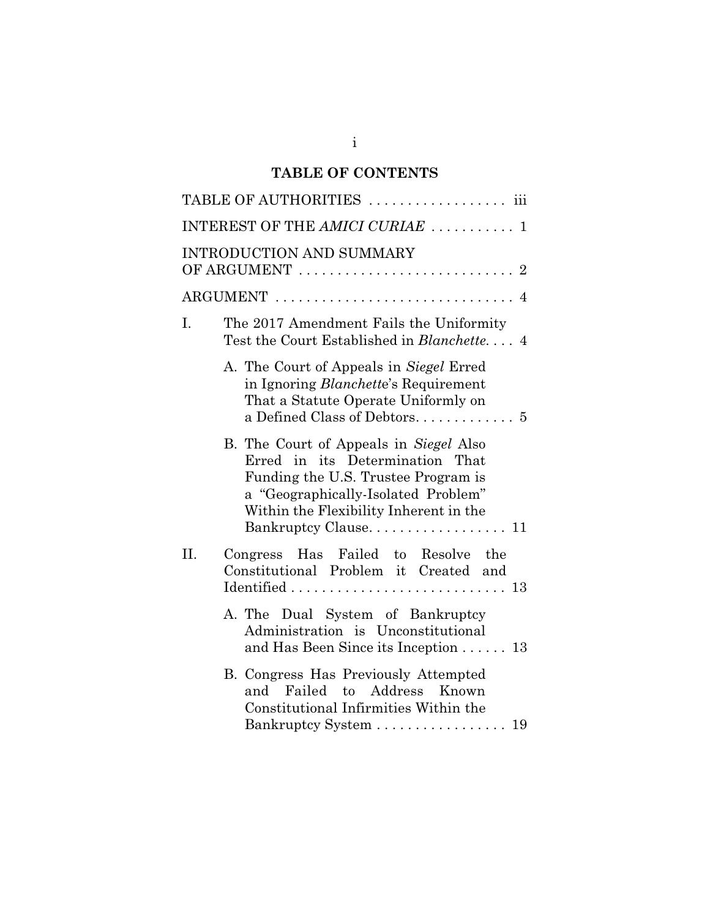## TABLE OF CONTENTS

TABLE OF AUTHORITIES . . . . . . . . . . . . . . . . . . iii

INTEREST OF THE *AMICI CURIAE* . . . . . . . . . . . 1

INTRODUCTION AND SUMMARY OF ARGUMENT . . . . . . . . . . . . . . . . . . . . . . . . . . . . 2

ARGUMENT . . . . . . . . . . . . . . . . . . . . . . . . . . . . . . . 4

I. The 2017 Amendment Fails the Uniformity Test the Court Established in *Blanchette*. . . . 4

   A. The Court of Appeals in *Siegel* Erred in Ignoring *Blanchette*'s Requirement That a Statute Operate Uniformly on a Defined Class of Debtors. . . . . . . . . . . . . 5

   B. The Court of Appeals in *Siegel* Also Erred in its Determination That Funding the U.S. Trustee Program is a "Geographically-Isolated Problem" Within the Flexibility Inherent in the Bankruptcy Clause. . . . . . . . . . . . . . . . . . 11

II. Congress Has Failed to Resolve the Constitutional Problem it Created and Identified . . . . . . . . . . . . . . . . . . . . . . . . . . . . 13

   A. The Dual System of Bankruptcy Administration is Unconstitutional and Has Been Since its Inception . . . . . . 13

   B. Congress Has Previously Attempted and Failed to Address Known Constitutional Infirmities Within the Bankruptcy System . . . . . . . . . . . . . . . . . 19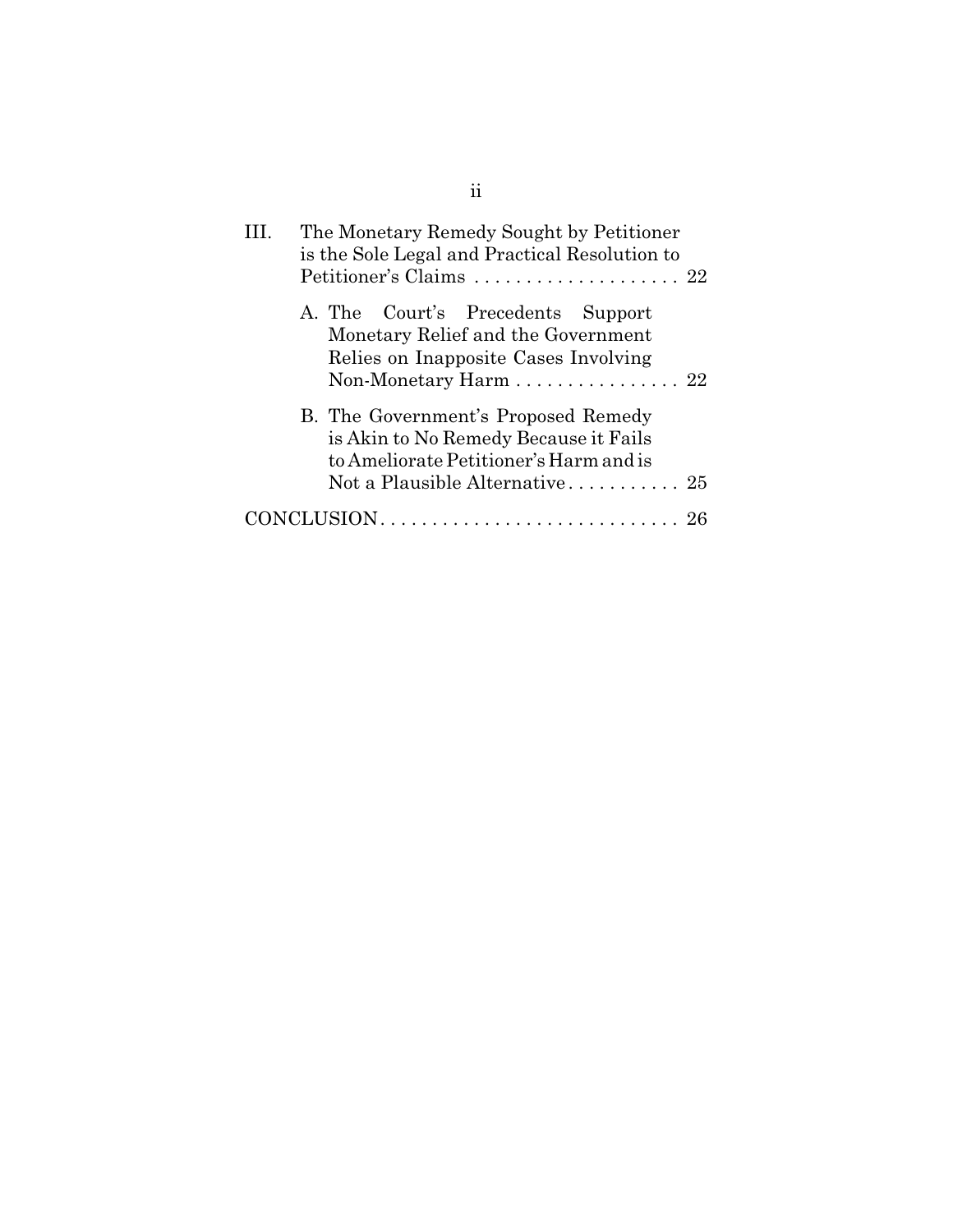III. The Monetary Remedy Sought by Petitioner is the Sole Legal and Practical Resolution to Petitioner's Claims . . . . . . . . . . . . . . . . . . . . 22

   A. The Court's Precedents Support Monetary Relief and the Government Relies on Inapposite Cases Involving Non-Monetary Harm . . . . . . . . . . . . . . . . 22

   B. The Government's Proposed Remedy is Akin to No Remedy Because it Fails to Ameliorate Petitioner's Harm and is Not a Plausible Alternative . . . . . . . . . . . 25

CONCLUSION . . . . . . . . . . . . . . . . . . . . . . . . . . . . . 26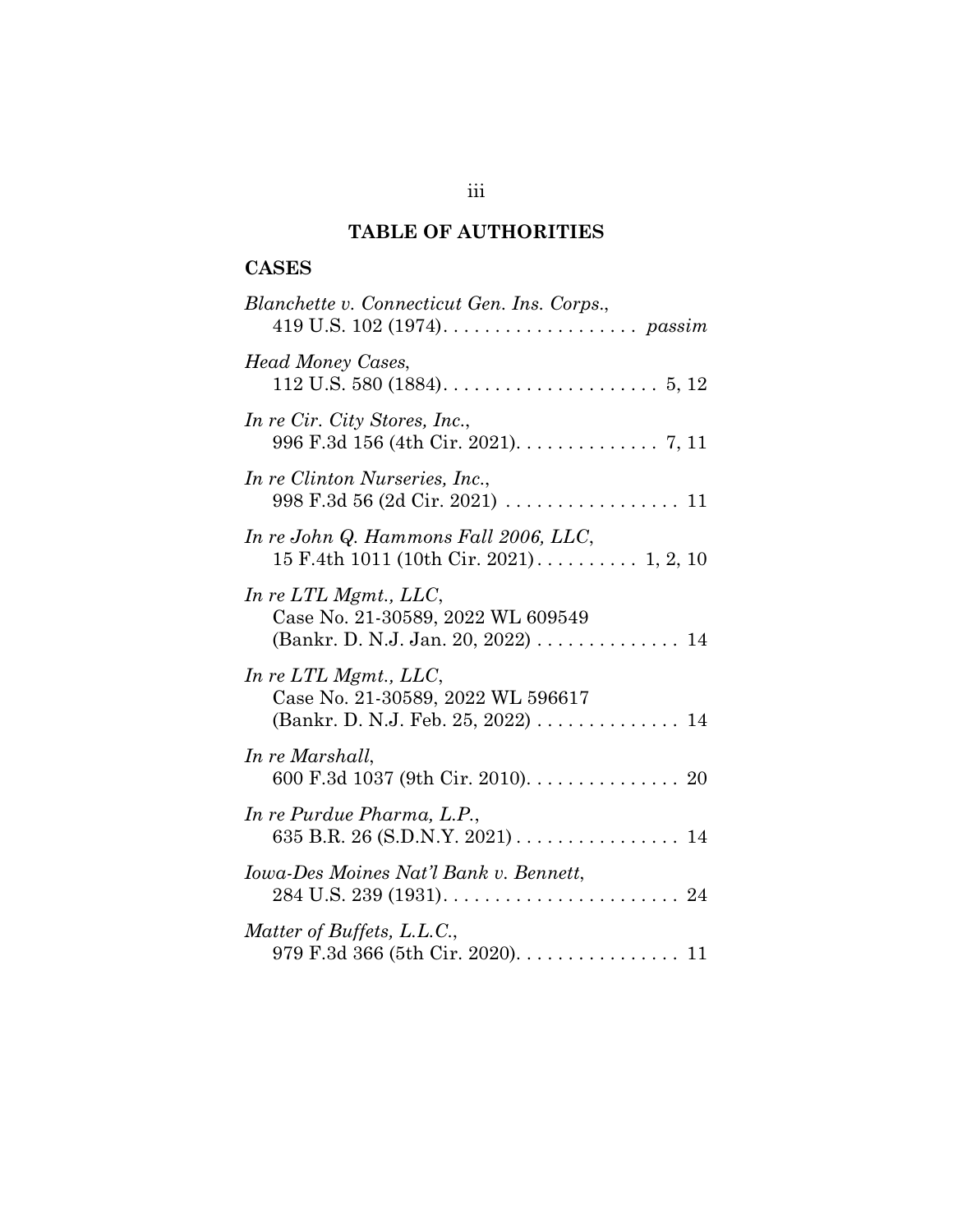# TABLE OF AUTHORITIES

## CASES

*Blanchette v. Connecticut Gen. Ins. Corps.*, 419 U.S. 102 (1974). . . . . . . . . . . . . . . . . . . *passim*

*Head Money Cases*, 112 U.S. 580 (1884). . . . . . . . . . . . . . . . . . . . . 5, 12

*In re Cir. City Stores, Inc.*, 996 F.3d 156 (4th Cir. 2021). . . . . . . . . . . . . . 7, 11

*In re Clinton Nurseries, Inc.*, 998 F.3d 56 (2d Cir. 2021) . . . . . . . . . . . . . . . . . 11

*In re John Q. Hammons Fall 2006, LLC*, 15 F.4th 1011 (10th Cir. 2021). . . . . . . . . . 1, 2, 10

*In re LTL Mgmt., LLC*, Case No. 21-30589, 2022 WL 609549 (Bankr. D. N.J. Jan. 20, 2022) . . . . . . . . . . . . . . 14

*In re LTL Mgmt., LLC*, Case No. 21-30589, 2022 WL 596617 (Bankr. D. N.J. Feb. 25, 2022) . . . . . . . . . . . . . . 14

*In re Marshall*, 600 F.3d 1037 (9th Cir. 2010). . . . . . . . . . . . . . . 20

*In re Purdue Pharma, L.P.*, 635 B.R. 26 (S.D.N.Y. 2021) . . . . . . . . . . . . . . . . 14

*Iowa-Des Moines Nat'l Bank v. Bennett*, 284 U.S. 239 (1931). . . . . . . . . . . . . . . . . . . . . . . 24

*Matter of Buffets, L.L.C.*, 979 F.3d 366 (5th Cir. 2020). . . . . . . . . . . . . . . . 11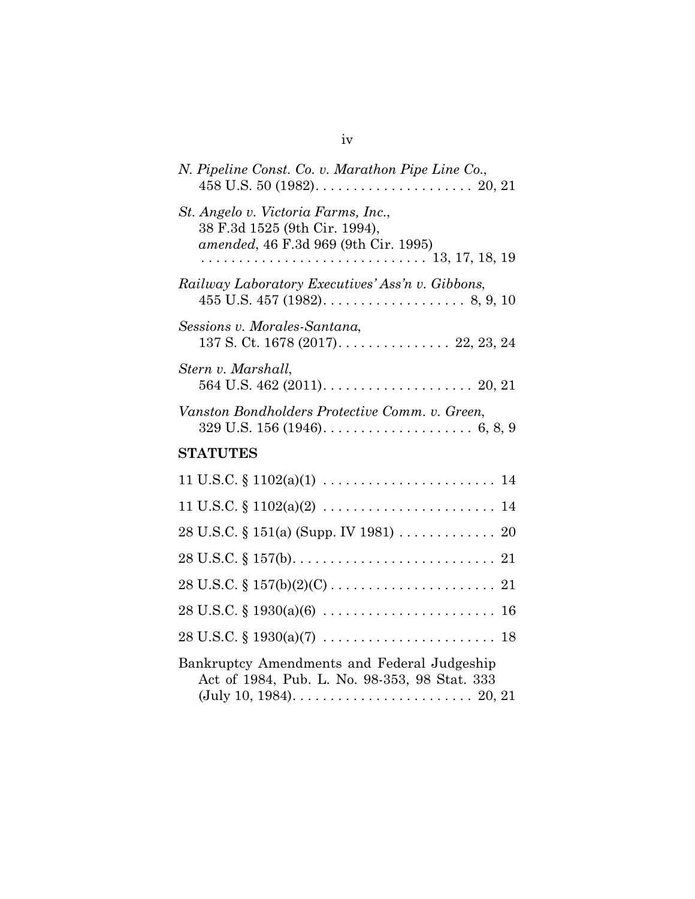*N. Pipeline Const. Co. v. Marathon Pipe Line Co.*, 458 U.S. 50 (1982). . . . . . . . . . . . . . . . . . . . . 20, 21

*St. Angelo v. Victoria Farms, Inc.*, 38 F.3d 1525 (9th Cir. 1994), *amended*, 46 F.3d 969 (9th Cir. 1995) . . . . . . . . . . . . . . . . . . . . . . . . . . . . . . 13, 17, 18, 19

*Railway Laboratory Executives' Ass'n v. Gibbons*, 455 U.S. 457 (1982). . . . . . . . . . . . . . . . . . . 8, 9, 10

*Sessions v. Morales-Santana*, 137 S. Ct. 1678 (2017). . . . . . . . . . . . . . . 22, 23, 24

*Stern v. Marshall*, 564 U.S. 462 (2011). . . . . . . . . . . . . . . . . . . . 20, 21

*Vanston Bondholders Protective Comm. v. Green*, 329 U.S. 156 (1946). . . . . . . . . . . . . . . . . . . . 6, 8, 9

## STATUTES

11 U.S.C. § 1102(a)(1) . . . . . . . . . . . . . . . . . . . . . . . 14

11 U.S.C. § 1102(a)(2) . . . . . . . . . . . . . . . . . . . . . . . 14

28 U.S.C. § 151(a) (Supp. IV 1981) . . . . . . . . . . . . . 20

28 U.S.C. § 157(b). . . . . . . . . . . . . . . . . . . . . . . . . . . 21

28 U.S.C. § 157(b)(2)(C) . . . . . . . . . . . . . . . . . . . . . . 21

28 U.S.C. § 1930(a)(6) . . . . . . . . . . . . . . . . . . . . . . . 16

28 U.S.C. § 1930(a)(7) . . . . . . . . . . . . . . . . . . . . . . . 18

Bankruptcy Amendments and Federal Judgeship Act of 1984, Pub. L. No. 98-353, 98 Stat. 333 (July 10, 1984). . . . . . . . . . . . . . . . . . . . . . . . 20, 21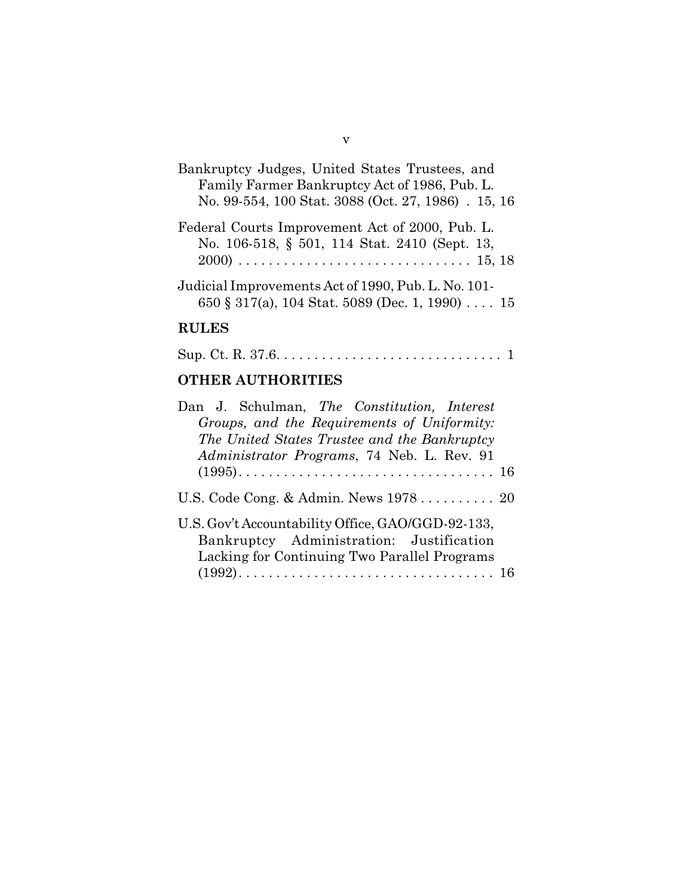Bankruptcy Judges, United States Trustees, and Family Farmer Bankruptcy Act of 1986, Pub. L. No. 99-554, 100 Stat. 3088 (Oct. 27, 1986) . 15, 16

Federal Courts Improvement Act of 2000, Pub. L. No. 106-518, § 501, 114 Stat. 2410 (Sept. 13, 2000) . . . . . . . . . . . . . . . . . . . . . . . . . . . . . . 15, 18

Judicial Improvements Act of 1990, Pub. L. No. 101-650 § 317(a), 104 Stat. 5089 (Dec. 1, 1990) . . . . 15

**RULES**

Sup. Ct. R. 37.6. . . . . . . . . . . . . . . . . . . . . . . . . . . . . . 1

**OTHER AUTHORITIES**

Dan J. Schulman, *The Constitution, Interest Groups, and the Requirements of Uniformity: The United States Trustee and the Bankruptcy Administrator Programs*, 74 Neb. L. Rev. 91 (1995). . . . . . . . . . . . . . . . . . . . . . . . . . . . . . . . . . 16

U.S. Code Cong. & Admin. News 1978 . . . . . . . . . . 20

U.S. Gov't Accountability Office, GAO/GGD-92-133, Bankruptcy Administration: Justification Lacking for Continuing Two Parallel Programs (1992). . . . . . . . . . . . . . . . . . . . . . . . . . . . . . . . . . 16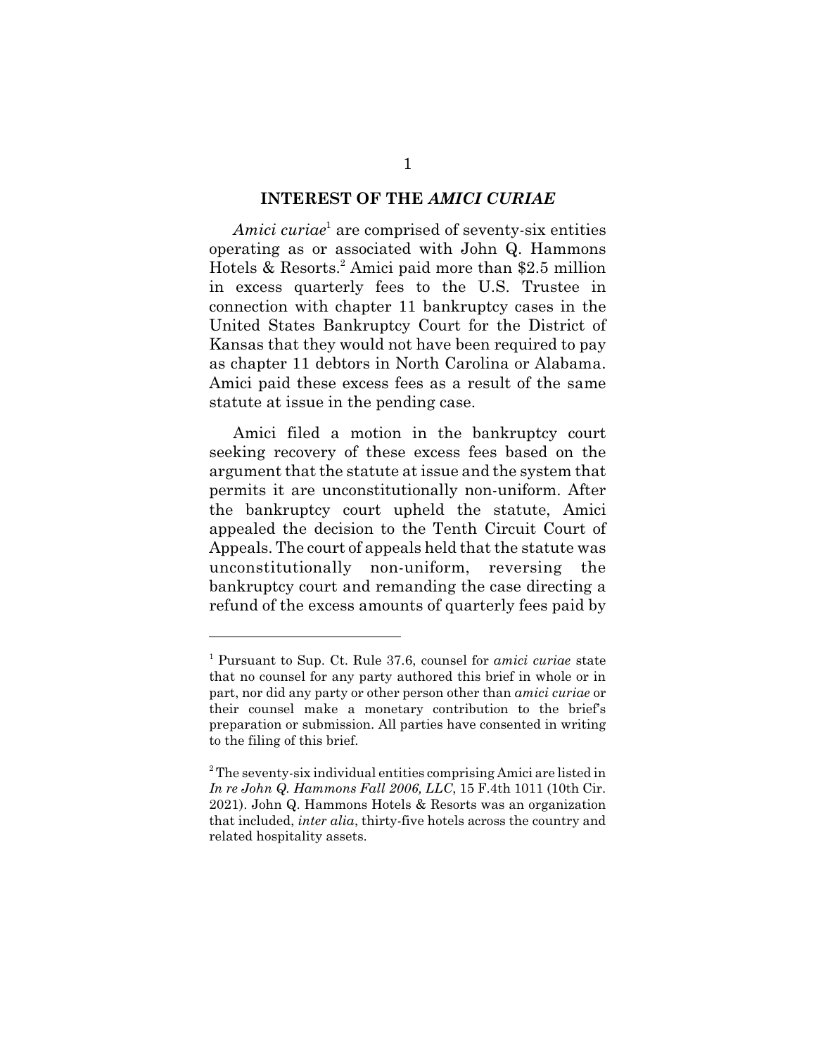## INTEREST OF THE *AMICI CURIAE*

*Amici curiae*[1] are comprised of seventy-six entities operating as or associated with John Q. Hammons Hotels & Resorts.[2] Amici paid more than $2.5 million in excess quarterly fees to the U.S. Trustee in connection with chapter 11 bankruptcy cases in the United States Bankruptcy Court for the District of Kansas that they would not have been required to pay as chapter 11 debtors in North Carolina or Alabama. Amici paid these excess fees as a result of the same statute at issue in the pending case.

Amici filed a motion in the bankruptcy court seeking recovery of these excess fees based on the argument that the statute at issue and the system that permits it are unconstitutionally non-uniform. After the bankruptcy court upheld the statute, Amici appealed the decision to the Tenth Circuit Court of Appeals. The court of appeals held that the statute was unconstitutionally non-uniform, reversing the bankruptcy court and remanding the case directing a refund of the excess amounts of quarterly fees paid by

---

[1] Pursuant to Sup. Ct. Rule 37.6, counsel for *amici curiae* state that no counsel for any party authored this brief in whole or in part, nor did any party or other person other than *amici curiae* or their counsel make a monetary contribution to the brief's preparation or submission. All parties have consented in writing to the filing of this brief.

[2] The seventy-six individual entities comprising Amici are listed in *In re John Q. Hammons Fall 2006, LLC*, 15 F.4th 1011 (10th Cir. 2021). John Q. Hammons Hotels & Resorts was an organization that included, *inter alia*, thirty-five hotels across the country and related hospitality assets.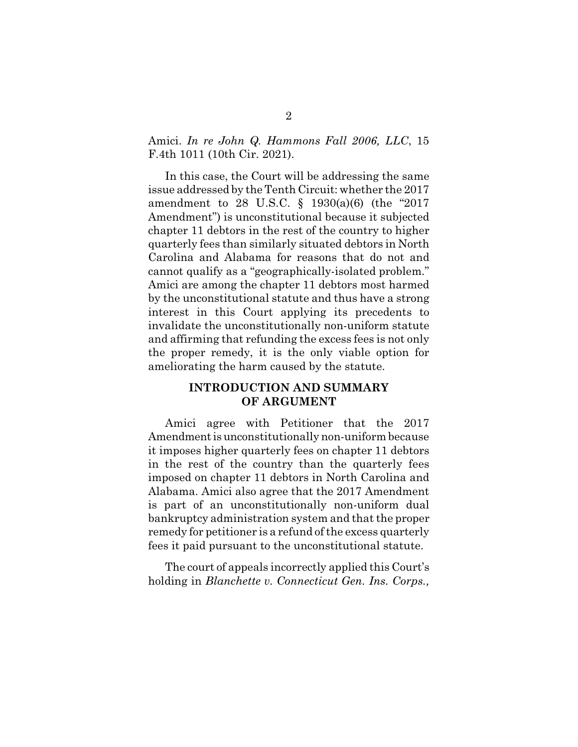Amici. *In re John Q. Hammons Fall 2006, LLC*, 15 F.4th 1011 (10th Cir. 2021).

In this case, the Court will be addressing the same issue addressed by the Tenth Circuit: whether the 2017 amendment to 28 U.S.C. § 1930(a)(6) (the "2017 Amendment") is unconstitutional because it subjected chapter 11 debtors in the rest of the country to higher quarterly fees than similarly situated debtors in North Carolina and Alabama for reasons that do not and cannot qualify as a "geographically-isolated problem." Amici are among the chapter 11 debtors most harmed by the unconstitutional statute and thus have a strong interest in this Court applying its precedents to invalidate the unconstitutionally non-uniform statute and affirming that refunding the excess fees is not only the proper remedy, it is the only viable option for ameliorating the harm caused by the statute.

## INTRODUCTION AND SUMMARY OF ARGUMENT

Amici agree with Petitioner that the 2017 Amendment is unconstitutionally non-uniform because it imposes higher quarterly fees on chapter 11 debtors in the rest of the country than the quarterly fees imposed on chapter 11 debtors in North Carolina and Alabama. Amici also agree that the 2017 Amendment is part of an unconstitutionally non-uniform dual bankruptcy administration system and that the proper remedy for petitioner is a refund of the excess quarterly fees it paid pursuant to the unconstitutional statute.

The court of appeals incorrectly applied this Court's holding in *Blanchette v. Connecticut Gen. Ins. Corps.,*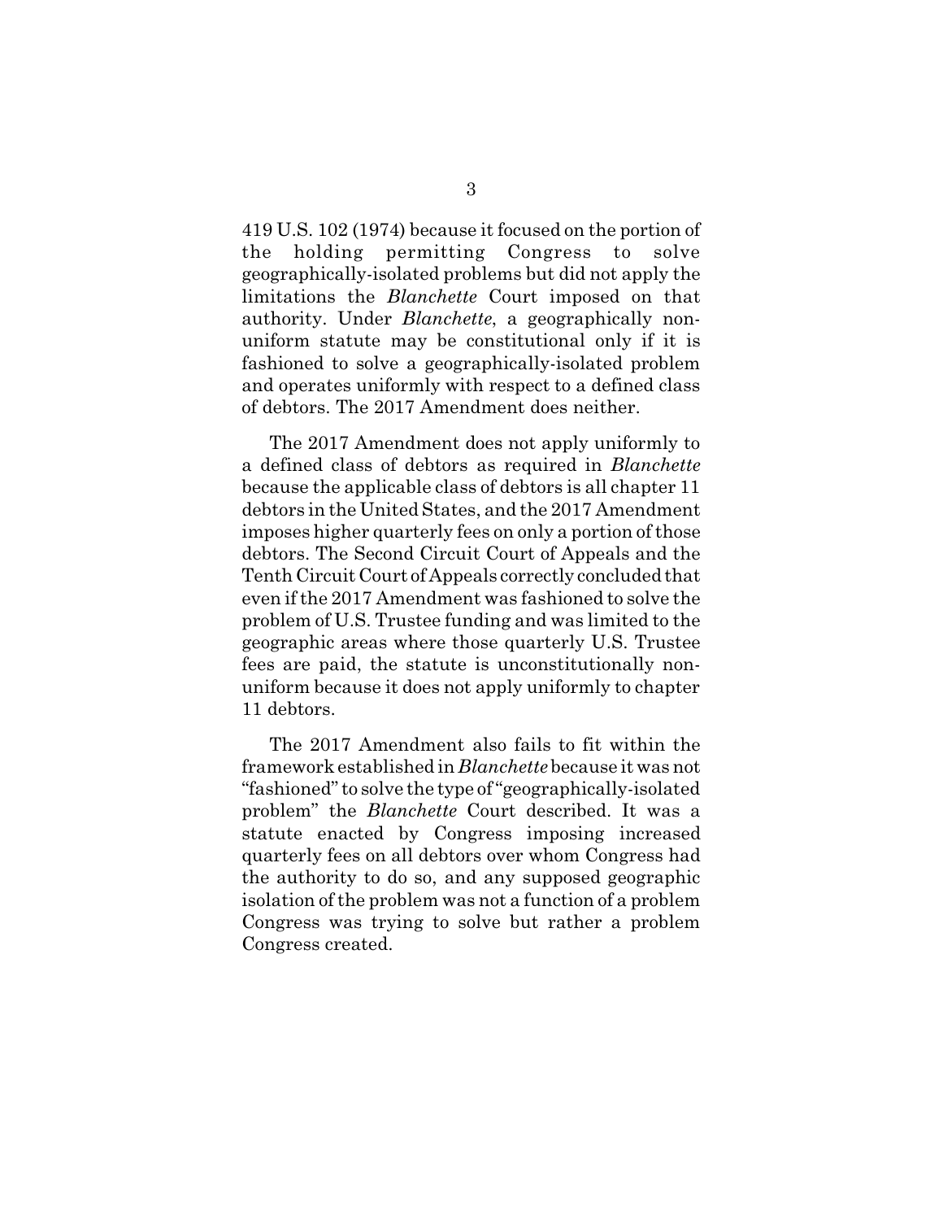419 U.S. 102 (1974) because it focused on the portion of the holding permitting Congress to solve geographically-isolated problems but did not apply the limitations the *Blanchette* Court imposed on that authority. Under *Blanchette*, a geographically non-uniform statute may be constitutional only if it is fashioned to solve a geographically-isolated problem and operates uniformly with respect to a defined class of debtors. The 2017 Amendment does neither.

The 2017 Amendment does not apply uniformly to a defined class of debtors as required in *Blanchette* because the applicable class of debtors is all chapter 11 debtors in the United States, and the 2017 Amendment imposes higher quarterly fees on only a portion of those debtors. The Second Circuit Court of Appeals and the Tenth Circuit Court of Appeals correctly concluded that even if the 2017 Amendment was fashioned to solve the problem of U.S. Trustee funding and was limited to the geographic areas where those quarterly U.S. Trustee fees are paid, the statute is unconstitutionally non-uniform because it does not apply uniformly to chapter 11 debtors.

The 2017 Amendment also fails to fit within the framework established in *Blanchette* because it was not "fashioned" to solve the type of "geographically-isolated problem" the *Blanchette* Court described. It was a statute enacted by Congress imposing increased quarterly fees on all debtors over whom Congress had the authority to do so, and any supposed geographic isolation of the problem was not a function of a problem Congress was trying to solve but rather a problem Congress created.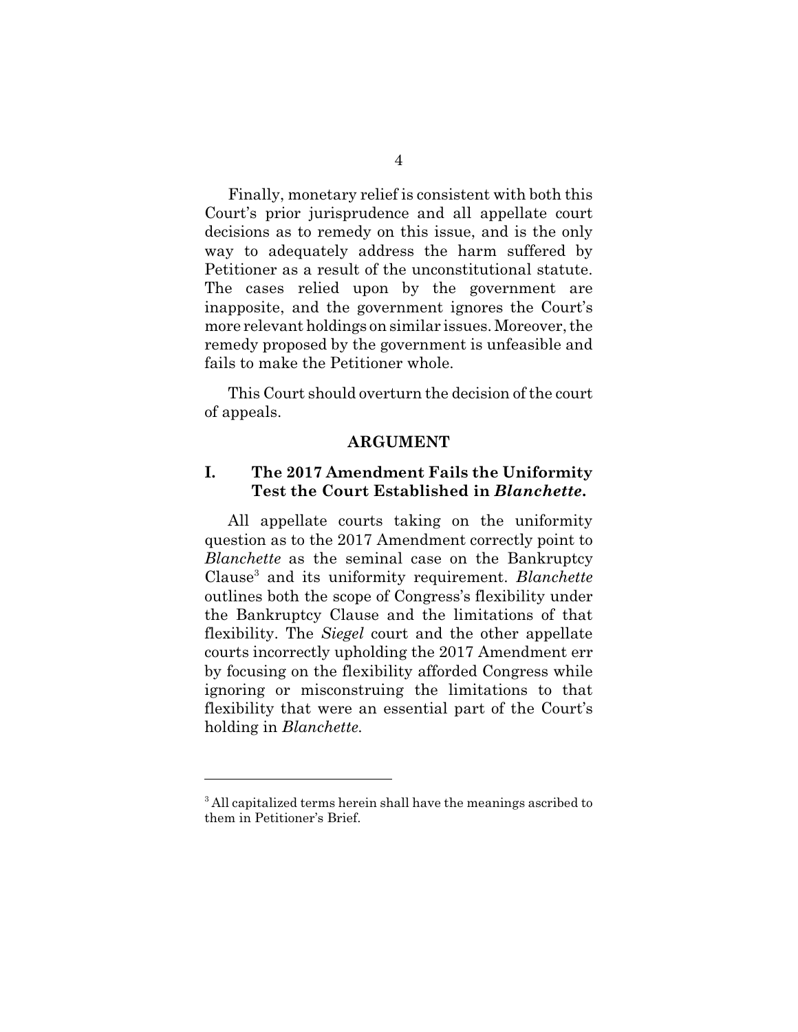Finally, monetary relief is consistent with both this Court's prior jurisprudence and all appellate court decisions as to remedy on this issue, and is the only way to adequately address the harm suffered by Petitioner as a result of the unconstitutional statute. The cases relied upon by the government are inapposite, and the government ignores the Court's more relevant holdings on similar issues. Moreover, the remedy proposed by the government is unfeasible and fails to make the Petitioner whole.

This Court should overturn the decision of the court of appeals.

## ARGUMENT

### I. The 2017 Amendment Fails the Uniformity Test the Court Established in *Blanchette*.

All appellate courts taking on the uniformity question as to the 2017 Amendment correctly point to *Blanchette* as the seminal case on the Bankruptcy Clause[3] and its uniformity requirement. *Blanchette* outlines both the scope of Congress's flexibility under the Bankruptcy Clause and the limitations of that flexibility. The *Siegel* court and the other appellate courts incorrectly upholding the 2017 Amendment err by focusing on the flexibility afforded Congress while ignoring or misconstruing the limitations to that flexibility that were an essential part of the Court's holding in *Blanchette.*

---

[3] All capitalized terms herein shall have the meanings ascribed to them in Petitioner's Brief.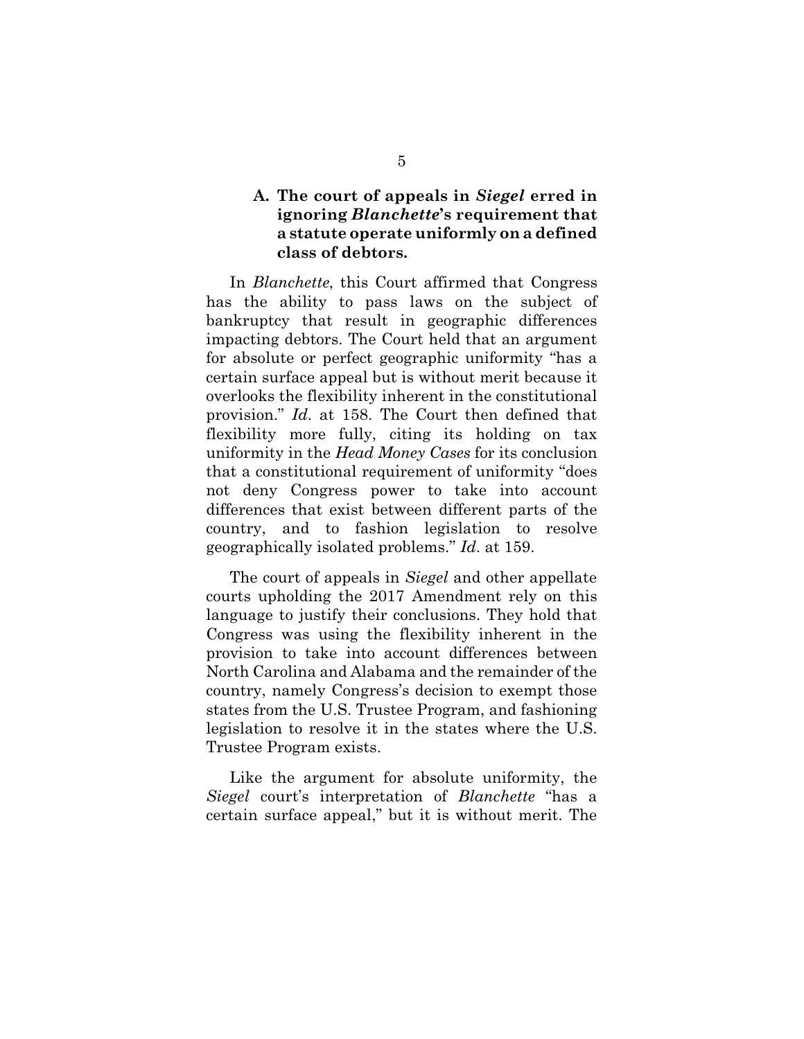### A. The court of appeals in *Siegel* erred in ignoring *Blanchette*'s requirement that a statute operate uniformly on a defined class of debtors.

In *Blanchette*, this Court affirmed that Congress has the ability to pass laws on the subject of bankruptcy that result in geographic differences impacting debtors. The Court held that an argument for absolute or perfect geographic uniformity "has a certain surface appeal but is without merit because it overlooks the flexibility inherent in the constitutional provision." *Id*. at 158. The Court then defined that flexibility more fully, citing its holding on tax uniformity in the *Head Money Cases* for its conclusion that a constitutional requirement of uniformity "does not deny Congress power to take into account differences that exist between different parts of the country, and to fashion legislation to resolve geographically isolated problems." *Id*. at 159.

The court of appeals in *Siegel* and other appellate courts upholding the 2017 Amendment rely on this language to justify their conclusions. They hold that Congress was using the flexibility inherent in the provision to take into account differences between North Carolina and Alabama and the remainder of the country, namely Congress's decision to exempt those states from the U.S. Trustee Program, and fashioning legislation to resolve it in the states where the U.S. Trustee Program exists.

Like the argument for absolute uniformity, the *Siegel* court's interpretation of *Blanchette* "has a certain surface appeal," but it is without merit. The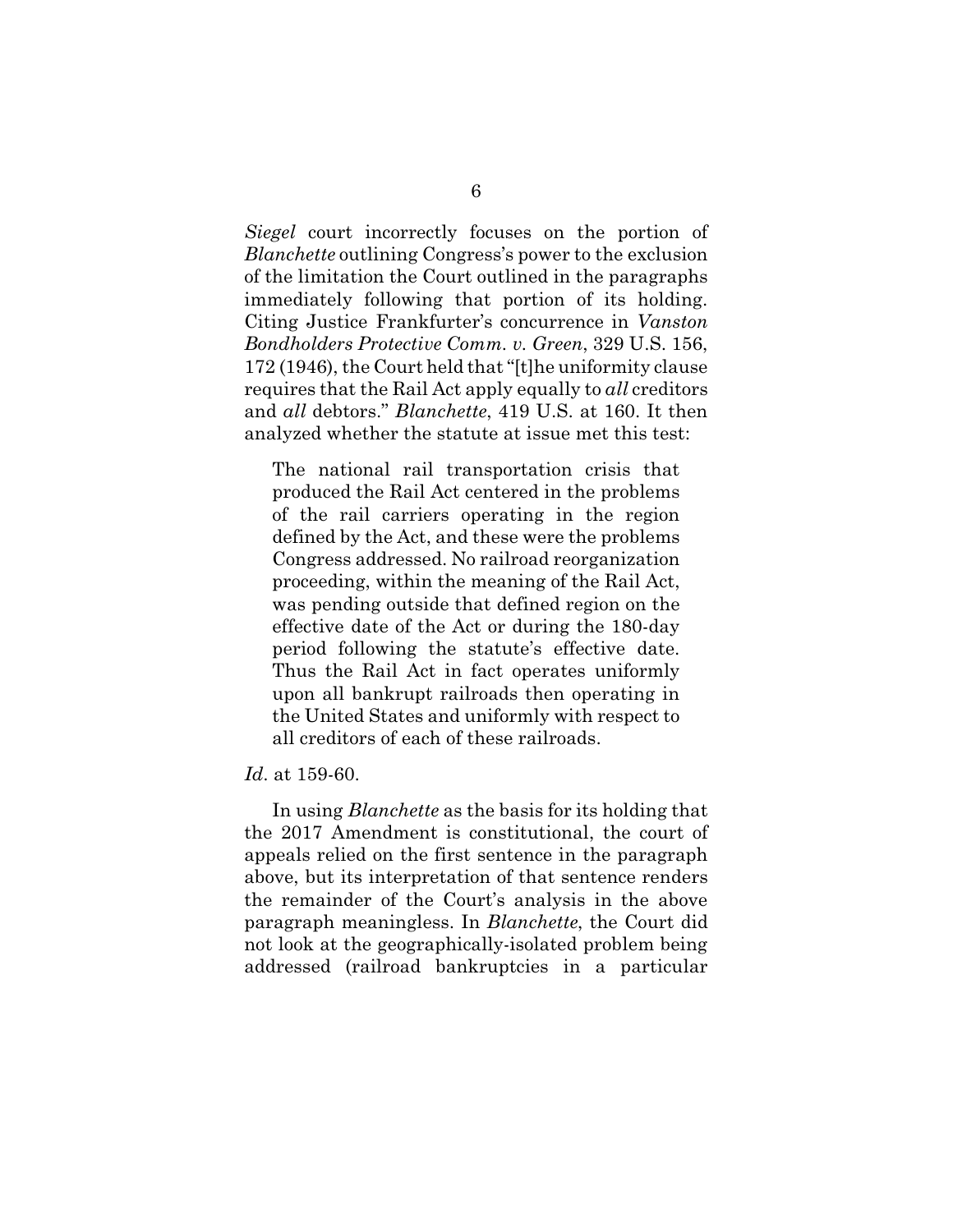*Siegel* court incorrectly focuses on the portion of *Blanchette* outlining Congress's power to the exclusion of the limitation the Court outlined in the paragraphs immediately following that portion of its holding. Citing Justice Frankfurter's concurrence in *Vanston Bondholders Protective Comm. v. Green*, 329 U.S. 156, 172 (1946), the Court held that "[t]he uniformity clause requires that the Rail Act apply equally to *all* creditors and *all* debtors." *Blanchette*, 419 U.S. at 160. It then analyzed whether the statute at issue met this test:

> The national rail transportation crisis that produced the Rail Act centered in the problems of the rail carriers operating in the region defined by the Act, and these were the problems Congress addressed. No railroad reorganization proceeding, within the meaning of the Rail Act, was pending outside that defined region on the effective date of the Act or during the 180-day period following the statute's effective date. Thus the Rail Act in fact operates uniformly upon all bankrupt railroads then operating in the United States and uniformly with respect to all creditors of each of these railroads.

*Id*. at 159-60.

In using *Blanchette* as the basis for its holding that the 2017 Amendment is constitutional, the court of appeals relied on the first sentence in the paragraph above, but its interpretation of that sentence renders the remainder of the Court's analysis in the above paragraph meaningless. In *Blanchette*, the Court did not look at the geographically-isolated problem being addressed (railroad bankruptcies in a particular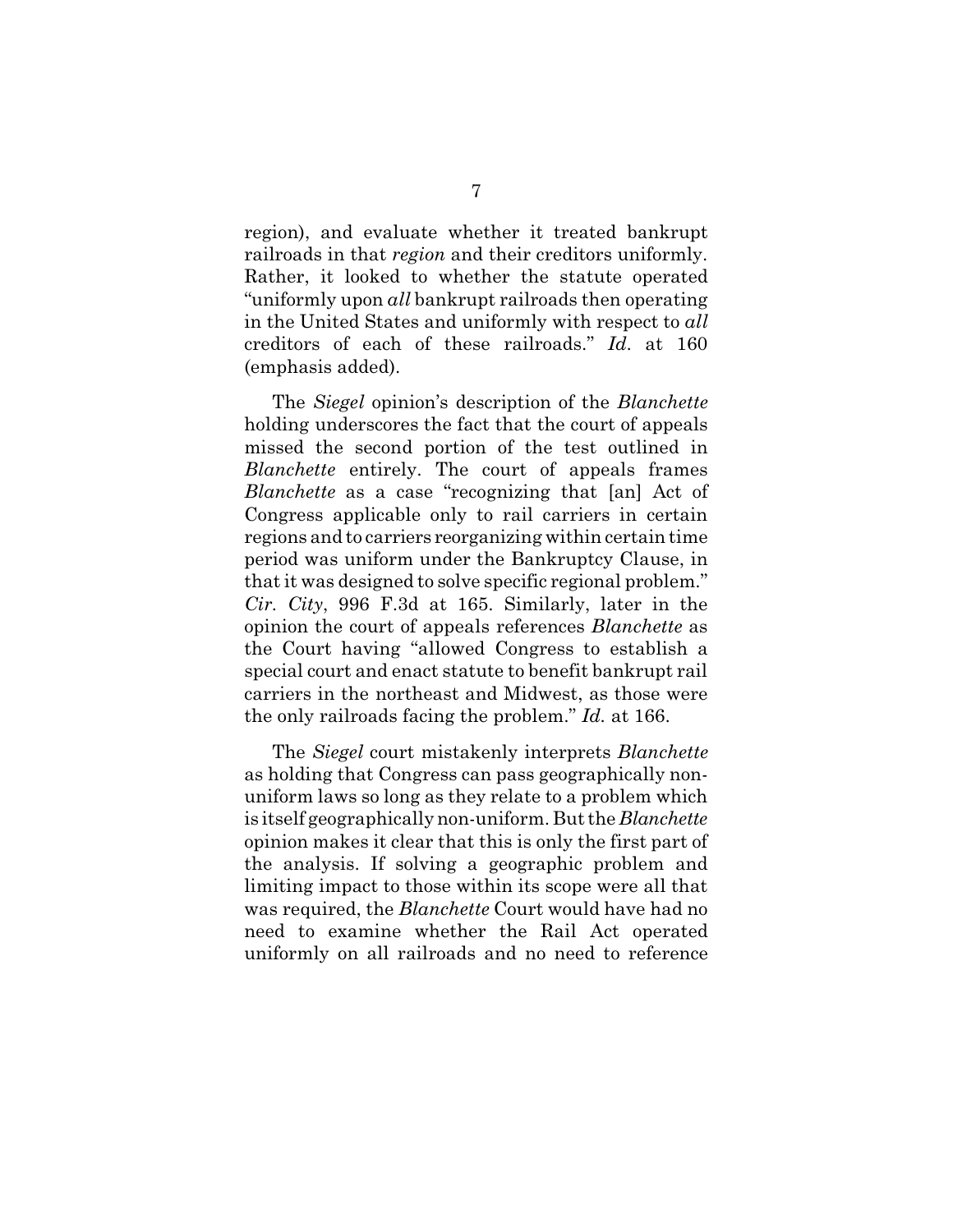region), and evaluate whether it treated bankrupt railroads in that *region* and their creditors uniformly. Rather, it looked to whether the statute operated "uniformly upon *all* bankrupt railroads then operating in the United States and uniformly with respect to *all* creditors of each of these railroads." *Id*. at 160 (emphasis added).

The *Siegel* opinion's description of the *Blanchette* holding underscores the fact that the court of appeals missed the second portion of the test outlined in *Blanchette* entirely. The court of appeals frames *Blanchette* as a case "recognizing that [an] Act of Congress applicable only to rail carriers in certain regions and to carriers reorganizing within certain time period was uniform under the Bankruptcy Clause, in that it was designed to solve specific regional problem." *Cir. City*, 996 F.3d at 165. Similarly, later in the opinion the court of appeals references *Blanchette* as the Court having "allowed Congress to establish a special court and enact statute to benefit bankrupt rail carriers in the northeast and Midwest, as those were the only railroads facing the problem." *Id.* at 166.

The *Siegel* court mistakenly interprets *Blanchette* as holding that Congress can pass geographically non-uniform laws so long as they relate to a problem which is itself geographically non-uniform. But the *Blanchette* opinion makes it clear that this is only the first part of the analysis. If solving a geographic problem and limiting impact to those within its scope were all that was required, the *Blanchette* Court would have had no need to examine whether the Rail Act operated uniformly on all railroads and no need to reference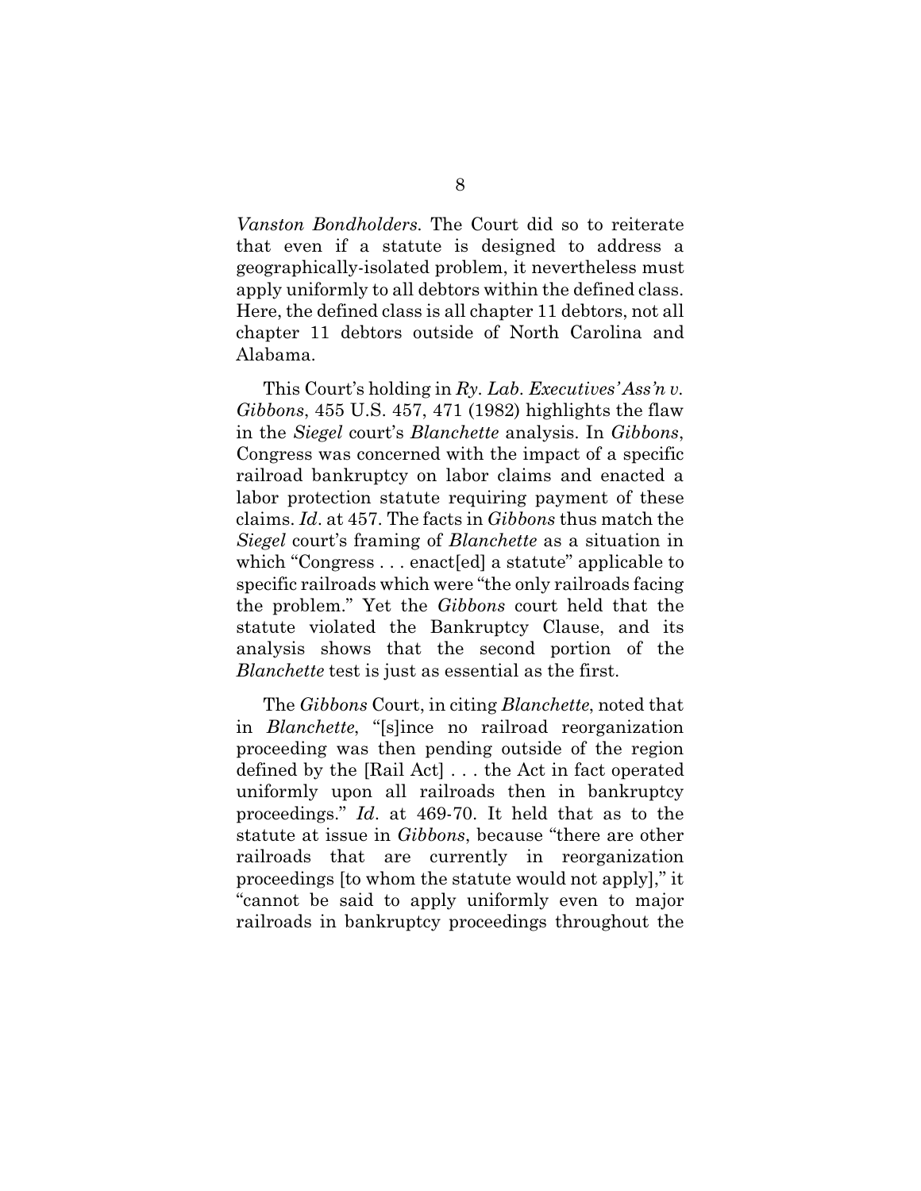*Vanston Bondholders*. The Court did so to reiterate that even if a statute is designed to address a geographically-isolated problem, it nevertheless must apply uniformly to all debtors within the defined class. Here, the defined class is all chapter 11 debtors, not all chapter 11 debtors outside of North Carolina and Alabama.

This Court's holding in *Ry. Lab. Executives' Ass'n v. Gibbons*, 455 U.S. 457, 471 (1982) highlights the flaw in the *Siegel* court's *Blanchette* analysis. In *Gibbons*, Congress was concerned with the impact of a specific railroad bankruptcy on labor claims and enacted a labor protection statute requiring payment of these claims. *Id*. at 457. The facts in *Gibbons* thus match the *Siegel* court's framing of *Blanchette* as a situation in which "Congress . . . enact[ed] a statute" applicable to specific railroads which were "the only railroads facing the problem." Yet the *Gibbons* court held that the statute violated the Bankruptcy Clause, and its analysis shows that the second portion of the *Blanchette* test is just as essential as the first.

The *Gibbons* Court, in citing *Blanchette*, noted that in *Blanchette*, "[s]ince no railroad reorganization proceeding was then pending outside of the region defined by the [Rail Act] . . . the Act in fact operated uniformly upon all railroads then in bankruptcy proceedings." *Id*. at 469-70. It held that as to the statute at issue in *Gibbons*, because "there are other railroads that are currently in reorganization proceedings [to whom the statute would not apply]," it "cannot be said to apply uniformly even to major railroads in bankruptcy proceedings throughout the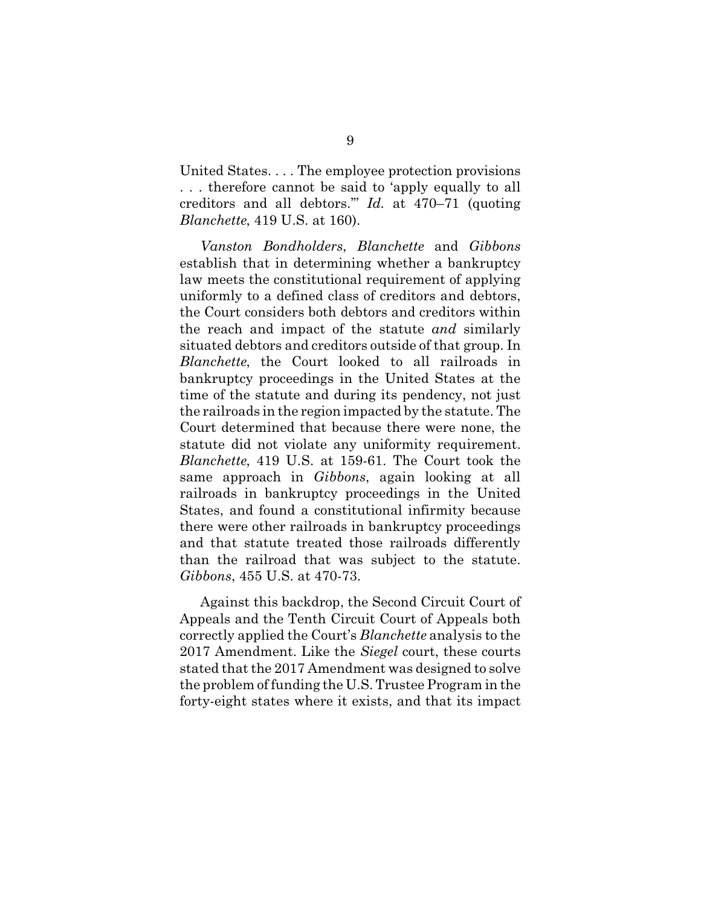United States. . . . The employee protection provisions . . . therefore cannot be said to 'apply equally to all creditors and all debtors.'" *Id.* at 470–71 (quoting *Blanchette*, 419 U.S. at 160).

*Vanston Bondholders*, *Blanchette* and *Gibbons* establish that in determining whether a bankruptcy law meets the constitutional requirement of applying uniformly to a defined class of creditors and debtors, the Court considers both debtors and creditors within the reach and impact of the statute *and* similarly situated debtors and creditors outside of that group. In *Blanchette*, the Court looked to all railroads in bankruptcy proceedings in the United States at the time of the statute and during its pendency, not just the railroads in the region impacted by the statute. The Court determined that because there were none, the statute did not violate any uniformity requirement. *Blanchette*, 419 U.S. at 159-61. The Court took the same approach in *Gibbons*, again looking at all railroads in bankruptcy proceedings in the United States, and found a constitutional infirmity because there were other railroads in bankruptcy proceedings and that statute treated those railroads differently than the railroad that was subject to the statute. *Gibbons*, 455 U.S. at 470-73.

Against this backdrop, the Second Circuit Court of Appeals and the Tenth Circuit Court of Appeals both correctly applied the Court's *Blanchette* analysis to the 2017 Amendment. Like the *Siegel* court, these courts stated that the 2017 Amendment was designed to solve the problem of funding the U.S. Trustee Program in the forty-eight states where it exists, and that its impact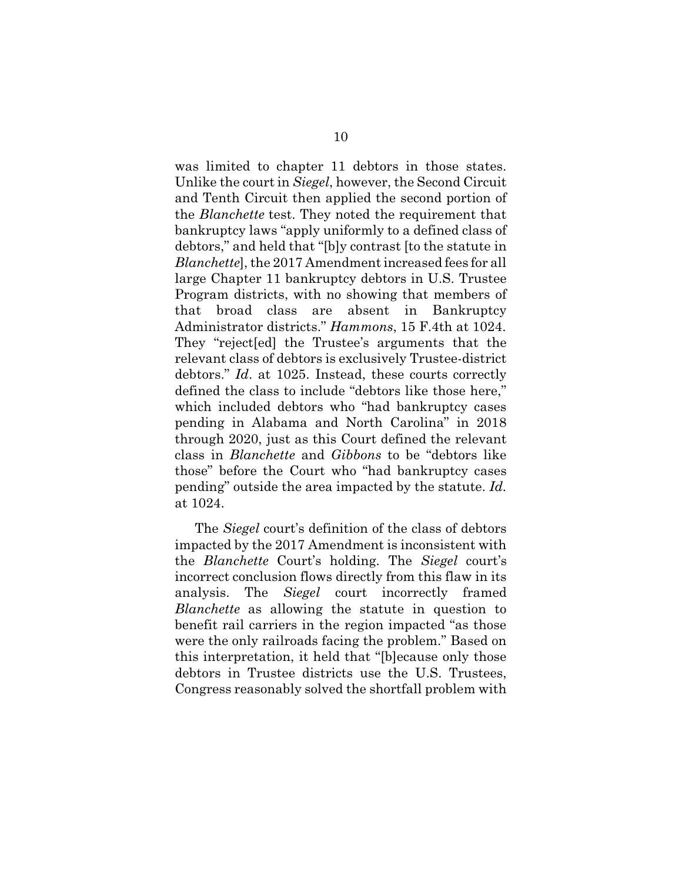was limited to chapter 11 debtors in those states. Unlike the court in *Siegel*, however, the Second Circuit and Tenth Circuit then applied the second portion of the *Blanchette* test. They noted the requirement that bankruptcy laws "apply uniformly to a defined class of debtors," and held that "[b]y contrast [to the statute in *Blanchette*], the 2017 Amendment increased fees for all large Chapter 11 bankruptcy debtors in U.S. Trustee Program districts, with no showing that members of that broad class are absent in Bankruptcy Administrator districts." *Hammons*, 15 F.4th at 1024. They "reject[ed] the Trustee's arguments that the relevant class of debtors is exclusively Trustee-district debtors." *Id*. at 1025. Instead, these courts correctly defined the class to include "debtors like those here," which included debtors who "had bankruptcy cases pending in Alabama and North Carolina" in 2018 through 2020, just as this Court defined the relevant class in *Blanchette* and *Gibbons* to be "debtors like those" before the Court who "had bankruptcy cases pending" outside the area impacted by the statute. *Id.* at 1024.

The *Siegel* court's definition of the class of debtors impacted by the 2017 Amendment is inconsistent with the *Blanchette* Court's holding. The *Siegel* court's incorrect conclusion flows directly from this flaw in its analysis. The *Siegel* court incorrectly framed *Blanchette* as allowing the statute in question to benefit rail carriers in the region impacted "as those were the only railroads facing the problem." Based on this interpretation, it held that "[b]ecause only those debtors in Trustee districts use the U.S. Trustees, Congress reasonably solved the shortfall problem with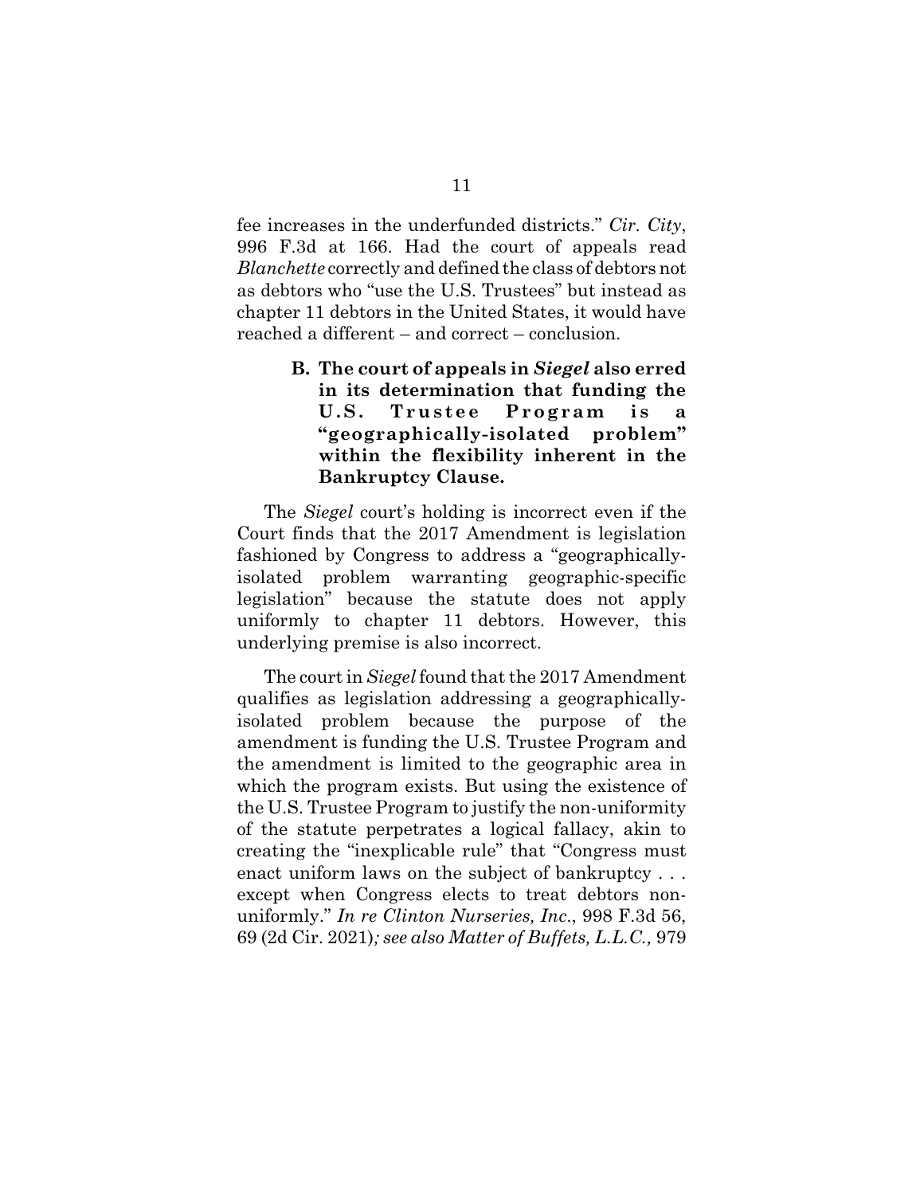fee increases in the underfunded districts." *Cir. City*, 996 F.3d at 166. Had the court of appeals read *Blanchette* correctly and defined the class of debtors not as debtors who "use the U.S. Trustees" but instead as chapter 11 debtors in the United States, it would have reached a different – and correct – conclusion.

### B. The court of appeals in *Siegel* also erred in its determination that funding the U.S. Trustee Program is a "geographically-isolated problem" within the flexibility inherent in the Bankruptcy Clause.

The *Siegel* court's holding is incorrect even if the Court finds that the 2017 Amendment is legislation fashioned by Congress to address a "geographically-isolated problem warranting geographic-specific legislation" because the statute does not apply uniformly to chapter 11 debtors. However, this underlying premise is also incorrect.

The court in *Siegel* found that the 2017 Amendment qualifies as legislation addressing a geographically-isolated problem because the purpose of the amendment is funding the U.S. Trustee Program and the amendment is limited to the geographic area in which the program exists. But using the existence of the U.S. Trustee Program to justify the non-uniformity of the statute perpetrates a logical fallacy, akin to creating the "inexplicable rule" that "Congress must enact uniform laws on the subject of bankruptcy . . . except when Congress elects to treat debtors non-uniformly." *In re Clinton Nurseries, Inc*., 998 F.3d 56, 69 (2d Cir. 2021)*; see also Matter of Buffets, L.L.C.,* 979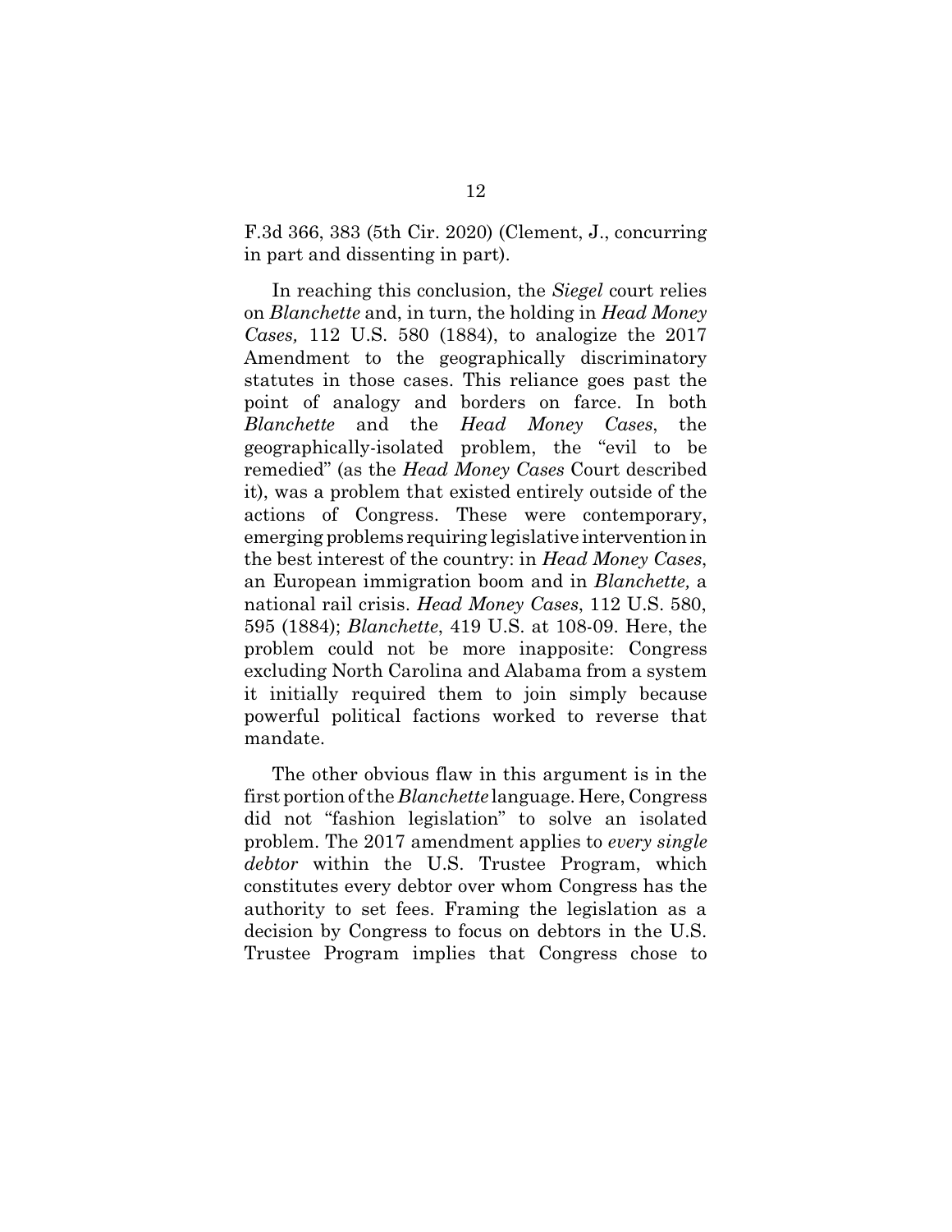F.3d 366, 383 (5th Cir. 2020) (Clement, J., concurring in part and dissenting in part).

In reaching this conclusion, the *Siegel* court relies on *Blanchette* and, in turn, the holding in *Head Money Cases,* 112 U.S. 580 (1884), to analogize the 2017 Amendment to the geographically discriminatory statutes in those cases. This reliance goes past the point of analogy and borders on farce. In both *Blanchette* and the *Head Money Cases*, the geographically-isolated problem, the "evil to be remedied" (as the *Head Money Cases* Court described it), was a problem that existed entirely outside of the actions of Congress. These were contemporary, emerging problems requiring legislative intervention in the best interest of the country: in *Head Money Cases*, an European immigration boom and in *Blanchette,* a national rail crisis. *Head Money Cases*, 112 U.S. 580, 595 (1884); *Blanchette*, 419 U.S. at 108-09. Here, the problem could not be more inapposite: Congress excluding North Carolina and Alabama from a system it initially required them to join simply because powerful political factions worked to reverse that mandate.

The other obvious flaw in this argument is in the first portion of the *Blanchette* language. Here, Congress did not "fashion legislation" to solve an isolated problem. The 2017 amendment applies to *every single debtor* within the U.S. Trustee Program, which constitutes every debtor over whom Congress has the authority to set fees. Framing the legislation as a decision by Congress to focus on debtors in the U.S. Trustee Program implies that Congress chose to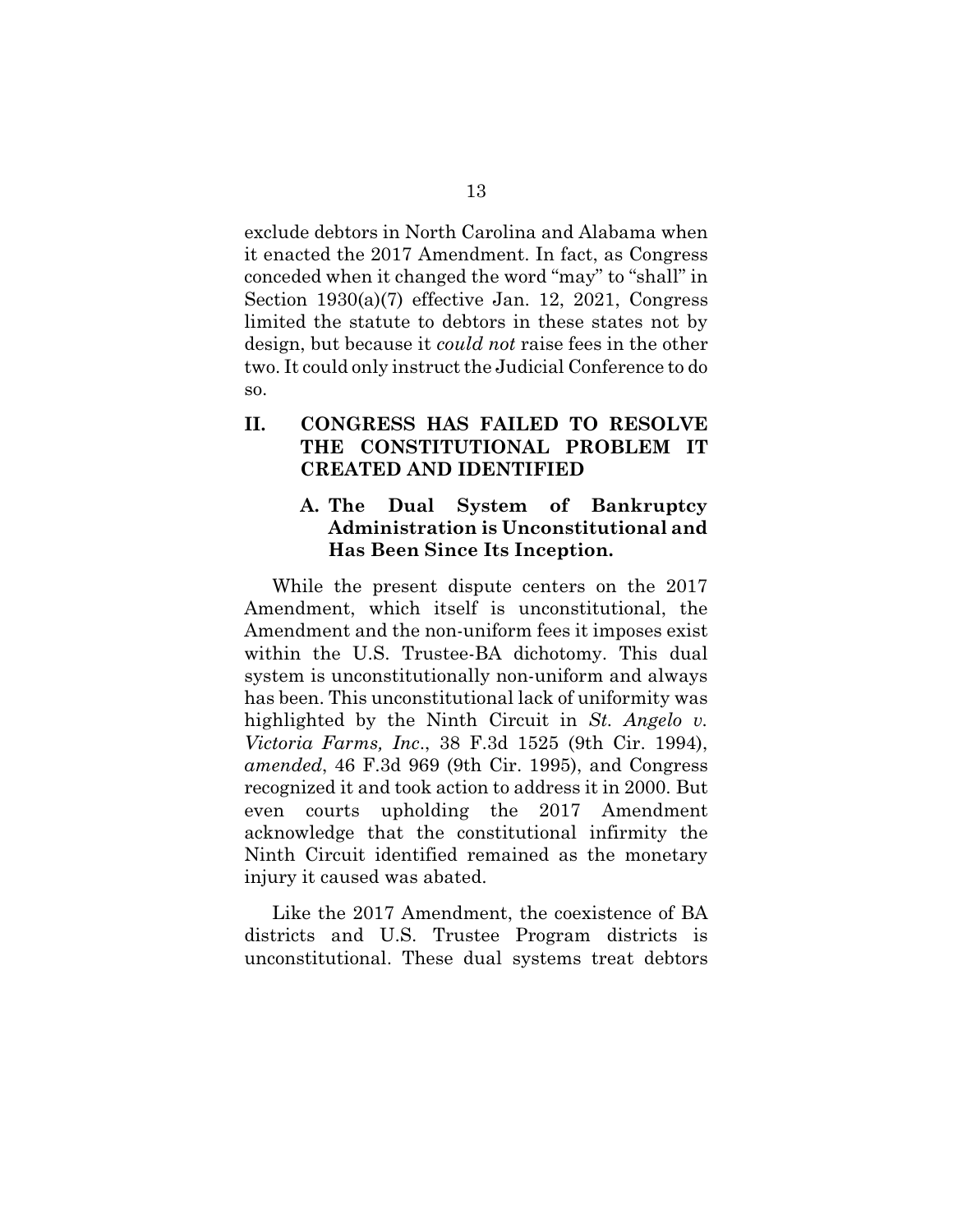exclude debtors in North Carolina and Alabama when it enacted the 2017 Amendment. In fact, as Congress conceded when it changed the word "may" to "shall" in Section 1930(a)(7) effective Jan. 12, 2021, Congress limited the statute to debtors in these states not by design, but because it *could not* raise fees in the other two. It could only instruct the Judicial Conference to do so.

## II. CONGRESS HAS FAILED TO RESOLVE THE CONSTITUTIONAL PROBLEM IT CREATED AND IDENTIFIED

### A. The Dual System of Bankruptcy Administration is Unconstitutional and Has Been Since Its Inception.

While the present dispute centers on the 2017 Amendment, which itself is unconstitutional, the Amendment and the non-uniform fees it imposes exist within the U.S. Trustee-BA dichotomy. This dual system is unconstitutionally non-uniform and always has been. This unconstitutional lack of uniformity was highlighted by the Ninth Circuit in *St. Angelo v. Victoria Farms, Inc*., 38 F.3d 1525 (9th Cir. 1994), *amended*, 46 F.3d 969 (9th Cir. 1995), and Congress recognized it and took action to address it in 2000. But even courts upholding the 2017 Amendment acknowledge that the constitutional infirmity the Ninth Circuit identified remained as the monetary injury it caused was abated.

Like the 2017 Amendment, the coexistence of BA districts and U.S. Trustee Program districts is unconstitutional. These dual systems treat debtors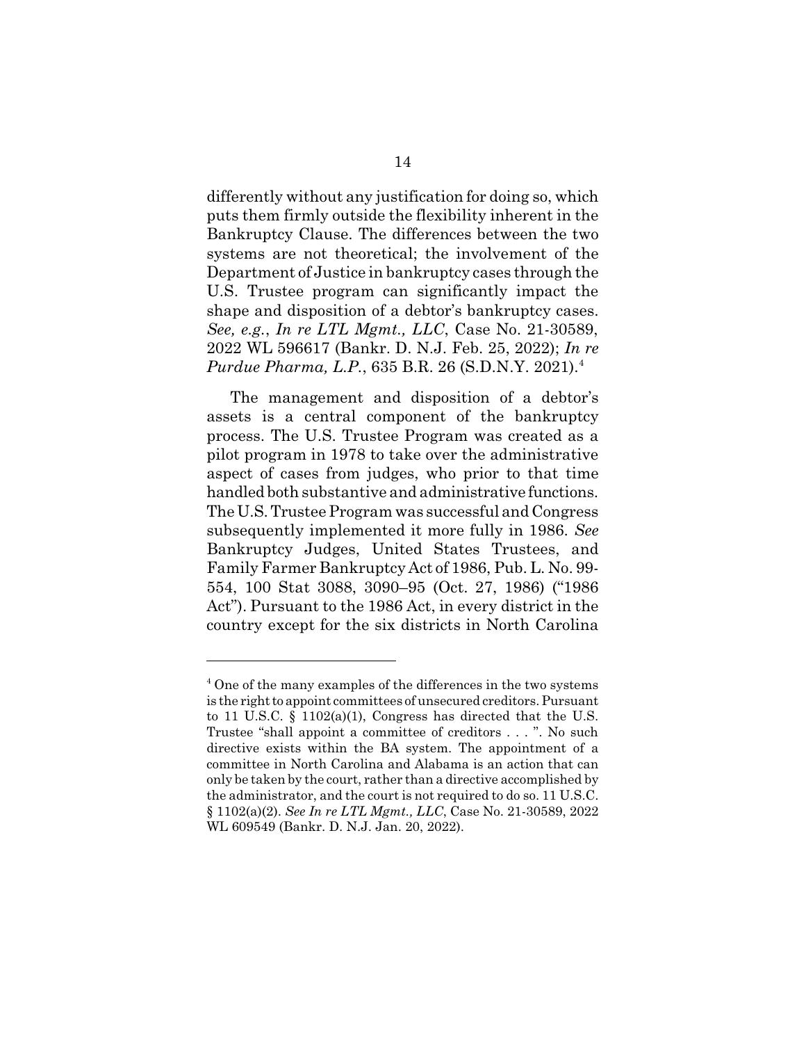differently without any justification for doing so, which puts them firmly outside the flexibility inherent in the Bankruptcy Clause. The differences between the two systems are not theoretical; the involvement of the Department of Justice in bankruptcy cases through the U.S. Trustee program can significantly impact the shape and disposition of a debtor's bankruptcy cases. *See, e.g.*, *In re LTL Mgmt., LLC*, Case No. 21-30589, 2022 WL 596617 (Bankr. D. N.J. Feb. 25, 2022); *In re Purdue Pharma, L.P.*, 635 B.R. 26 (S.D.N.Y. 2021).[4]

The management and disposition of a debtor's assets is a central component of the bankruptcy process. The U.S. Trustee Program was created as a pilot program in 1978 to take over the administrative aspect of cases from judges, who prior to that time handled both substantive and administrative functions. The U.S. Trustee Program was successful and Congress subsequently implemented it more fully in 1986. *See* Bankruptcy Judges, United States Trustees, and Family Farmer Bankruptcy Act of 1986, Pub. L. No. 99-554, 100 Stat 3088, 3090–95 (Oct. 27, 1986) ("1986 Act"). Pursuant to the 1986 Act, in every district in the country except for the six districts in North Carolina

---

[4] One of the many examples of the differences in the two systems is the right to appoint committees of unsecured creditors. Pursuant to 11 U.S.C. § 1102(a)(1), Congress has directed that the U.S. Trustee "shall appoint a committee of creditors . . . ". No such directive exists within the BA system. The appointment of a committee in North Carolina and Alabama is an action that can only be taken by the court, rather than a directive accomplished by the administrator, and the court is not required to do so. 11 U.S.C. § 1102(a)(2). *See In re LTL Mgmt., LLC*, Case No. 21-30589, 2022 WL 609549 (Bankr. D. N.J. Jan. 20, 2022).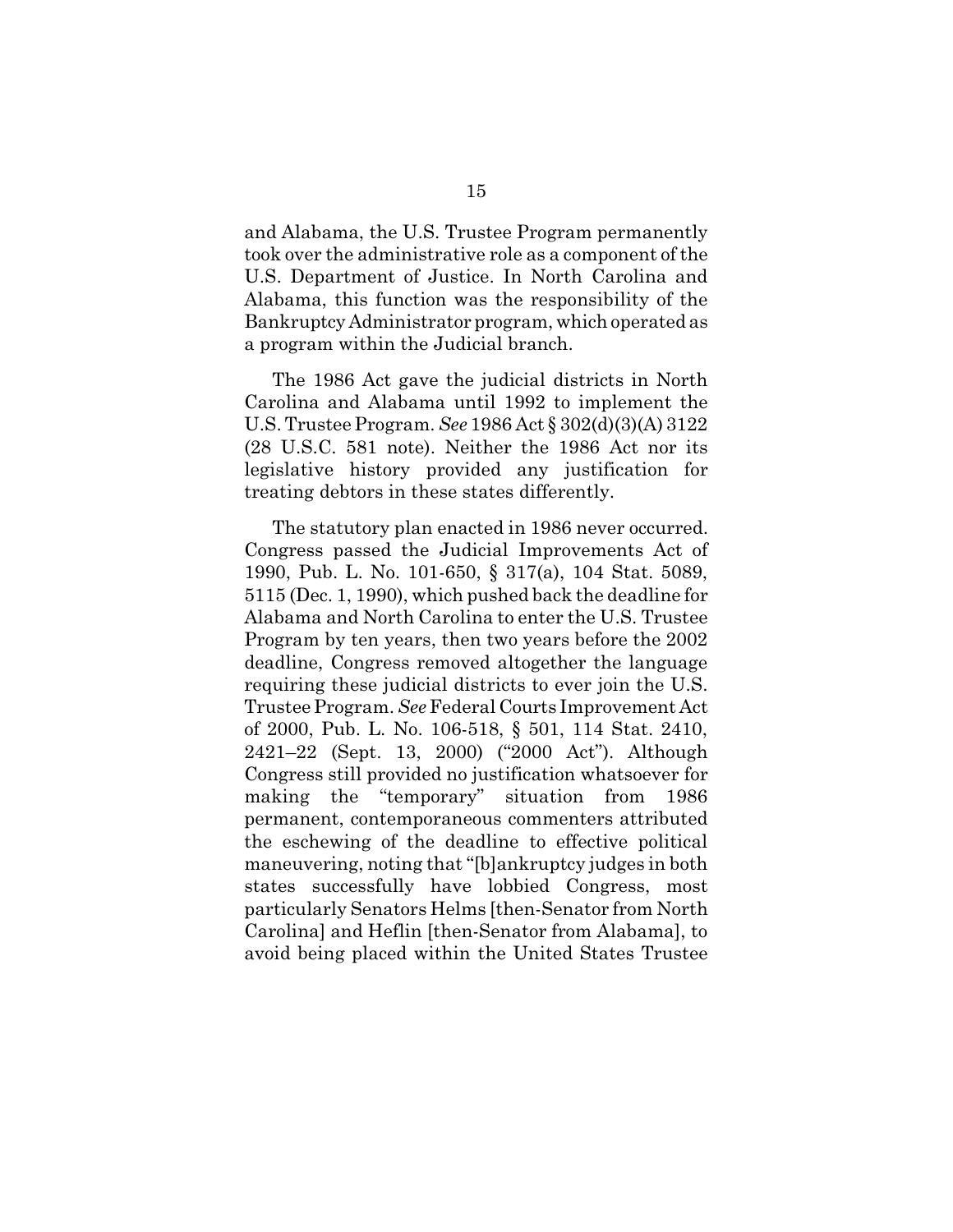and Alabama, the U.S. Trustee Program permanently took over the administrative role as a component of the U.S. Department of Justice. In North Carolina and Alabama, this function was the responsibility of the Bankruptcy Administrator program, which operated as a program within the Judicial branch.

The 1986 Act gave the judicial districts in North Carolina and Alabama until 1992 to implement the U.S. Trustee Program. *See* 1986 Act § 302(d)(3)(A) 3122 (28 U.S.C. 581 note). Neither the 1986 Act nor its legislative history provided any justification for treating debtors in these states differently.

The statutory plan enacted in 1986 never occurred. Congress passed the Judicial Improvements Act of 1990, Pub. L. No. 101-650, § 317(a), 104 Stat. 5089, 5115 (Dec. 1, 1990), which pushed back the deadline for Alabama and North Carolina to enter the U.S. Trustee Program by ten years, then two years before the 2002 deadline, Congress removed altogether the language requiring these judicial districts to ever join the U.S. Trustee Program. *See* Federal Courts Improvement Act of 2000, Pub. L. No. 106-518, § 501, 114 Stat. 2410, 2421–22 (Sept. 13, 2000) ("2000 Act"). Although Congress still provided no justification whatsoever for making the "temporary" situation from 1986 permanent, contemporaneous commenters attributed the eschewing of the deadline to effective political maneuvering, noting that "[b]ankruptcy judges in both states successfully have lobbied Congress, most particularly Senators Helms [then-Senator from North Carolina] and Heflin [then-Senator from Alabama], to avoid being placed within the United States Trustee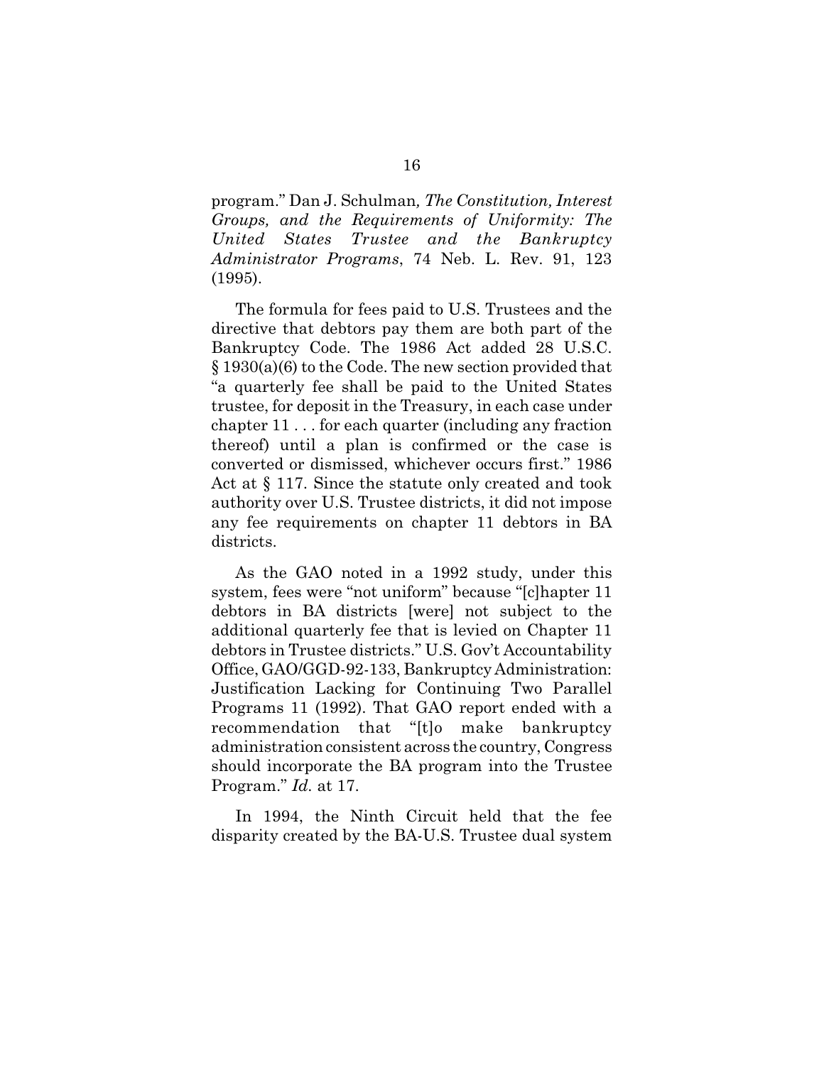program." Dan J. Schulman, *The Constitution, Interest Groups, and the Requirements of Uniformity: The United States Trustee and the Bankruptcy Administrator Programs*, 74 Neb. L. Rev. 91, 123 (1995).

The formula for fees paid to U.S. Trustees and the directive that debtors pay them are both part of the Bankruptcy Code. The 1986 Act added 28 U.S.C. § 1930(a)(6) to the Code. The new section provided that "a quarterly fee shall be paid to the United States trustee, for deposit in the Treasury, in each case under chapter 11 . . . for each quarter (including any fraction thereof) until a plan is confirmed or the case is converted or dismissed, whichever occurs first." 1986 Act at § 117. Since the statute only created and took authority over U.S. Trustee districts, it did not impose any fee requirements on chapter 11 debtors in BA districts.

As the GAO noted in a 1992 study, under this system, fees were "not uniform" because "[c]hapter 11 debtors in BA districts [were] not subject to the additional quarterly fee that is levied on Chapter 11 debtors in Trustee districts." U.S. Gov't Accountability Office, GAO/GGD-92-133, Bankruptcy Administration: Justification Lacking for Continuing Two Parallel Programs 11 (1992). That GAO report ended with a recommendation that "[t]o make bankruptcy administration consistent across the country, Congress should incorporate the BA program into the Trustee Program." *Id.* at 17.

In 1994, the Ninth Circuit held that the fee disparity created by the BA-U.S. Trustee dual system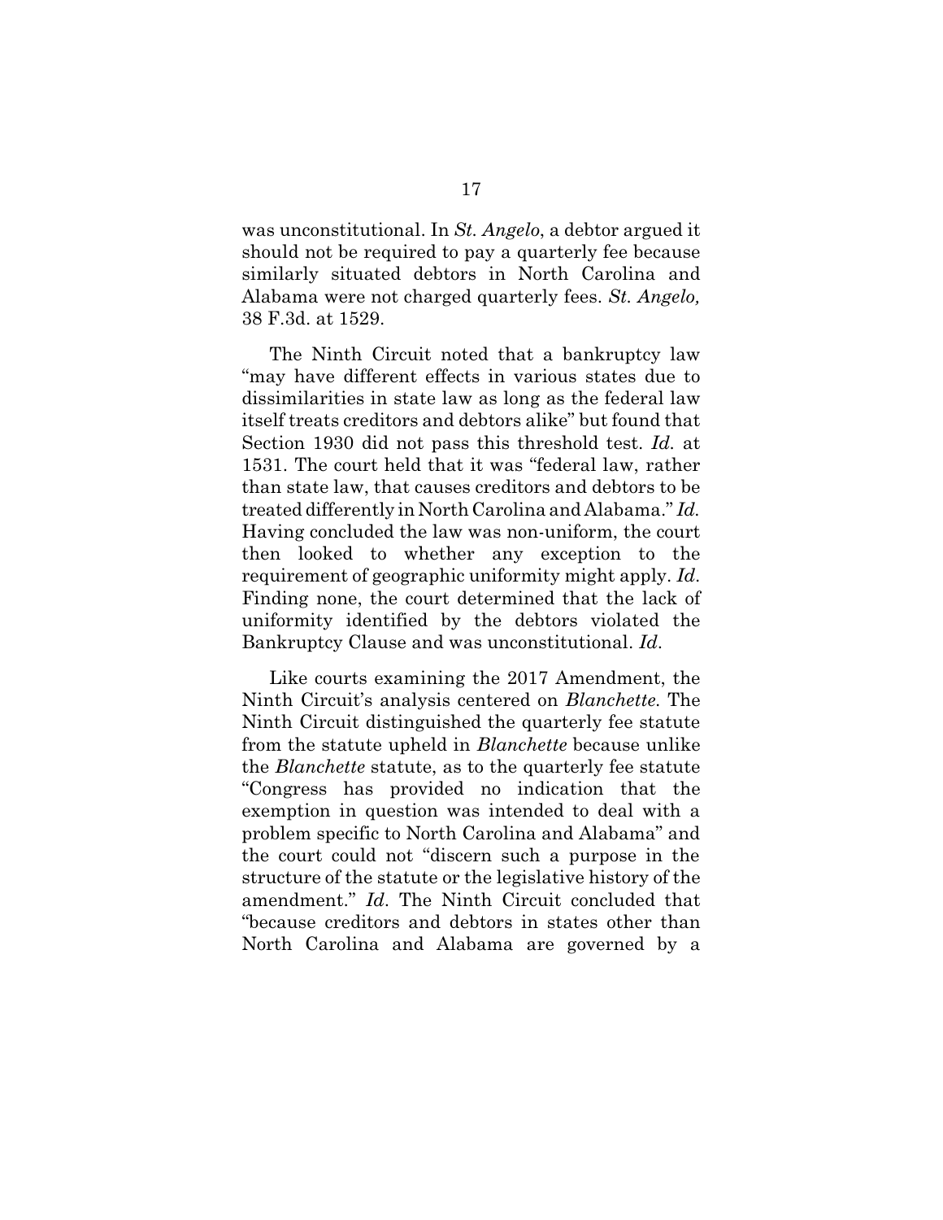was unconstitutional. In *St. Angelo*, a debtor argued it should not be required to pay a quarterly fee because similarly situated debtors in North Carolina and Alabama were not charged quarterly fees. *St. Angelo,* 38 F.3d. at 1529.

The Ninth Circuit noted that a bankruptcy law "may have different effects in various states due to dissimilarities in state law as long as the federal law itself treats creditors and debtors alike" but found that Section 1930 did not pass this threshold test. *Id.* at 1531. The court held that it was "federal law, rather than state law, that causes creditors and debtors to be treated differently in North Carolina and Alabama." *Id.* Having concluded the law was non-uniform, the court then looked to whether any exception to the requirement of geographic uniformity might apply. *Id*. Finding none, the court determined that the lack of uniformity identified by the debtors violated the Bankruptcy Clause and was unconstitutional. *Id*.

Like courts examining the 2017 Amendment, the Ninth Circuit's analysis centered on *Blanchette.* The Ninth Circuit distinguished the quarterly fee statute from the statute upheld in *Blanchette* because unlike the *Blanchette* statute, as to the quarterly fee statute "Congress has provided no indication that the exemption in question was intended to deal with a problem specific to North Carolina and Alabama" and the court could not "discern such a purpose in the structure of the statute or the legislative history of the amendment." *Id*. The Ninth Circuit concluded that "because creditors and debtors in states other than North Carolina and Alabama are governed by a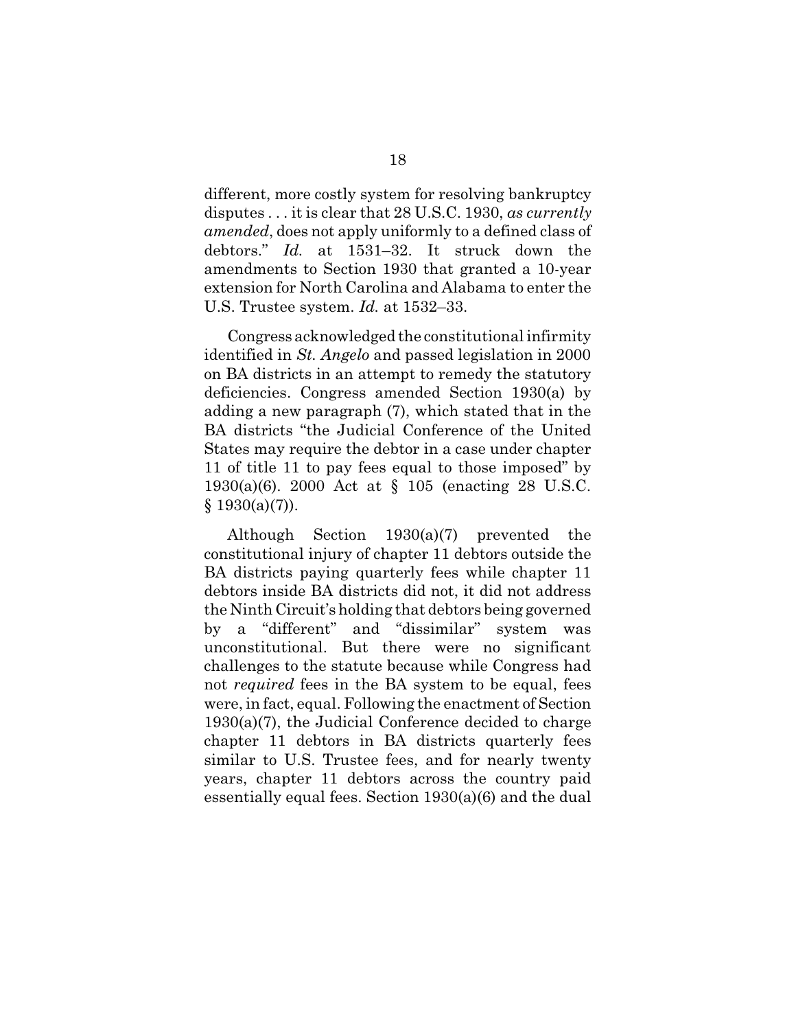different, more costly system for resolving bankruptcy disputes . . . it is clear that 28 U.S.C. 1930, *as currently amended*, does not apply uniformly to a defined class of debtors." *Id.* at 1531–32. It struck down the amendments to Section 1930 that granted a 10-year extension for North Carolina and Alabama to enter the U.S. Trustee system. *Id.* at 1532–33.

Congress acknowledged the constitutional infirmity identified in *St. Angelo* and passed legislation in 2000 on BA districts in an attempt to remedy the statutory deficiencies. Congress amended Section 1930(a) by adding a new paragraph (7), which stated that in the BA districts "the Judicial Conference of the United States may require the debtor in a case under chapter 11 of title 11 to pay fees equal to those imposed" by 1930(a)(6). 2000 Act at § 105 (enacting 28 U.S.C. § 1930(a)(7)).

Although Section 1930(a)(7) prevented the constitutional injury of chapter 11 debtors outside the BA districts paying quarterly fees while chapter 11 debtors inside BA districts did not, it did not address the Ninth Circuit's holding that debtors being governed by a "different" and "dissimilar" system was unconstitutional. But there were no significant challenges to the statute because while Congress had not *required* fees in the BA system to be equal, fees were, in fact, equal. Following the enactment of Section 1930(a)(7), the Judicial Conference decided to charge chapter 11 debtors in BA districts quarterly fees similar to U.S. Trustee fees, and for nearly twenty years, chapter 11 debtors across the country paid essentially equal fees. Section 1930(a)(6) and the dual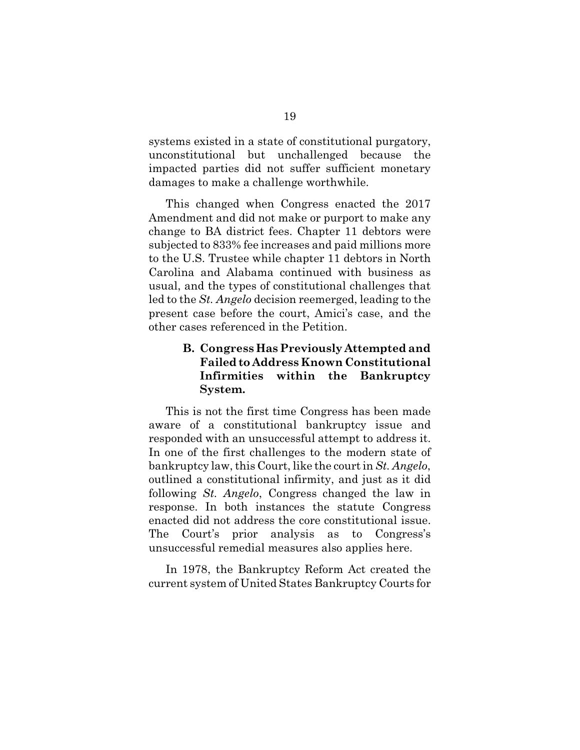systems existed in a state of constitutional purgatory, unconstitutional but unchallenged because the impacted parties did not suffer sufficient monetary damages to make a challenge worthwhile.

This changed when Congress enacted the 2017 Amendment and did not make or purport to make any change to BA district fees. Chapter 11 debtors were subjected to 833% fee increases and paid millions more to the U.S. Trustee while chapter 11 debtors in North Carolina and Alabama continued with business as usual, and the types of constitutional challenges that led to the *St. Angelo* decision reemerged, leading to the present case before the court, Amici's case, and the other cases referenced in the Petition.

### B. Congress Has Previously Attempted and Failed to Address Known Constitutional Infirmities within the Bankruptcy System.

This is not the first time Congress has been made aware of a constitutional bankruptcy issue and responded with an unsuccessful attempt to address it. In one of the first challenges to the modern state of bankruptcy law, this Court, like the court in *St. Angelo*, outlined a constitutional infirmity, and just as it did following *St. Angelo*, Congress changed the law in response. In both instances the statute Congress enacted did not address the core constitutional issue. The Court's prior analysis as to Congress's unsuccessful remedial measures also applies here.

In 1978, the Bankruptcy Reform Act created the current system of United States Bankruptcy Courts for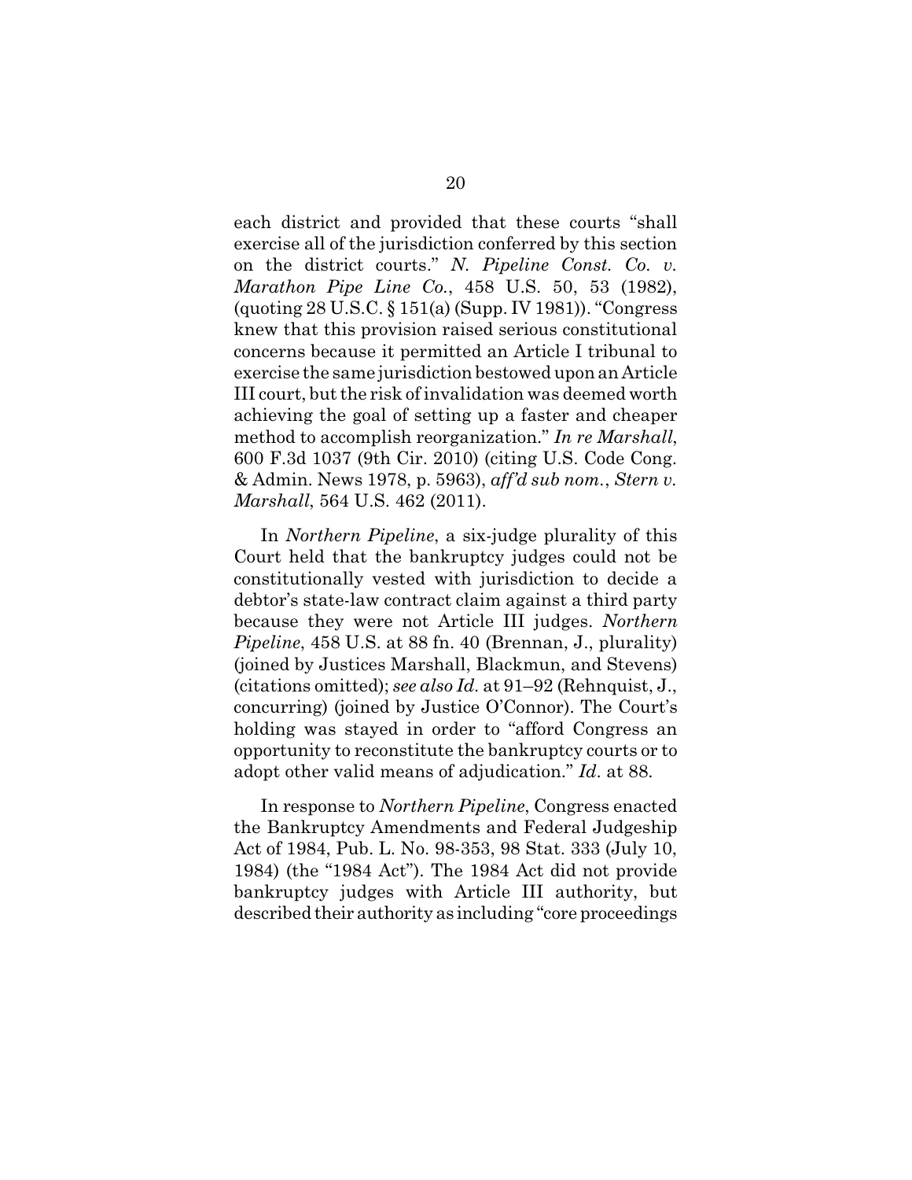each district and provided that these courts "shall exercise all of the jurisdiction conferred by this section on the district courts." *N. Pipeline Const. Co. v. Marathon Pipe Line Co.*, 458 U.S. 50, 53 (1982), (quoting 28 U.S.C. § 151(a) (Supp. IV 1981)). "Congress knew that this provision raised serious constitutional concerns because it permitted an Article I tribunal to exercise the same jurisdiction bestowed upon an Article III court, but the risk of invalidation was deemed worth achieving the goal of setting up a faster and cheaper method to accomplish reorganization." *In re Marshall*, 600 F.3d 1037 (9th Cir. 2010) (citing U.S. Code Cong. & Admin. News 1978, p. 5963), *aff'd sub nom.*, *Stern v. Marshall*, 564 U.S. 462 (2011).

In *Northern Pipeline*, a six-judge plurality of this Court held that the bankruptcy judges could not be constitutionally vested with jurisdiction to decide a debtor's state-law contract claim against a third party because they were not Article III judges. *Northern Pipeline*, 458 U.S. at 88 fn. 40 (Brennan, J., plurality) (joined by Justices Marshall, Blackmun, and Stevens) (citations omitted); *see also Id.* at 91–92 (Rehnquist, J., concurring) (joined by Justice O'Connor). The Court's holding was stayed in order to "afford Congress an opportunity to reconstitute the bankruptcy courts or to adopt other valid means of adjudication." *Id.* at 88.

In response to *Northern Pipeline*, Congress enacted the Bankruptcy Amendments and Federal Judgeship Act of 1984, Pub. L. No. 98-353, 98 Stat. 333 (July 10, 1984) (the "1984 Act"). The 1984 Act did not provide bankruptcy judges with Article III authority, but described their authority as including "core proceedings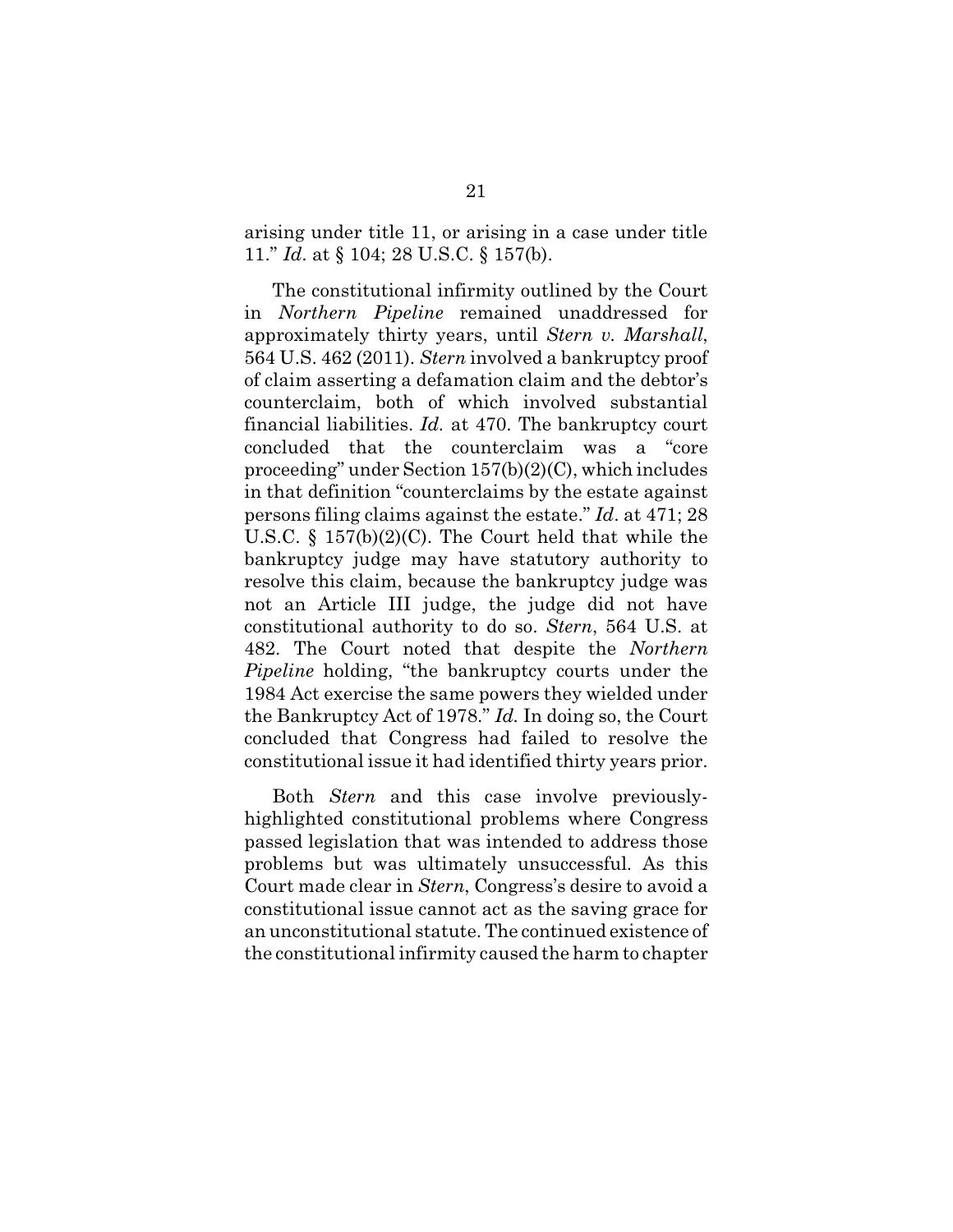arising under title 11, or arising in a case under title 11." *Id*. at § 104; 28 U.S.C. § 157(b).

The constitutional infirmity outlined by the Court in *Northern Pipeline* remained unaddressed for approximately thirty years, until *Stern v. Marshall*, 564 U.S. 462 (2011). *Stern* involved a bankruptcy proof of claim asserting a defamation claim and the debtor's counterclaim, both of which involved substantial financial liabilities. *Id.* at 470. The bankruptcy court concluded that the counterclaim was a "core proceeding" under Section 157(b)(2)(C), which includes in that definition "counterclaims by the estate against persons filing claims against the estate." *Id*. at 471; 28 U.S.C. § 157(b)(2)(C). The Court held that while the bankruptcy judge may have statutory authority to resolve this claim, because the bankruptcy judge was not an Article III judge, the judge did not have constitutional authority to do so. *Stern*, 564 U.S. at 482. The Court noted that despite the *Northern Pipeline* holding, "the bankruptcy courts under the 1984 Act exercise the same powers they wielded under the Bankruptcy Act of 1978." *Id.* In doing so, the Court concluded that Congress had failed to resolve the constitutional issue it had identified thirty years prior.

Both *Stern* and this case involve previously-highlighted constitutional problems where Congress passed legislation that was intended to address those problems but was ultimately unsuccessful. As this Court made clear in *Stern*, Congress's desire to avoid a constitutional issue cannot act as the saving grace for an unconstitutional statute. The continued existence of the constitutional infirmity caused the harm to chapter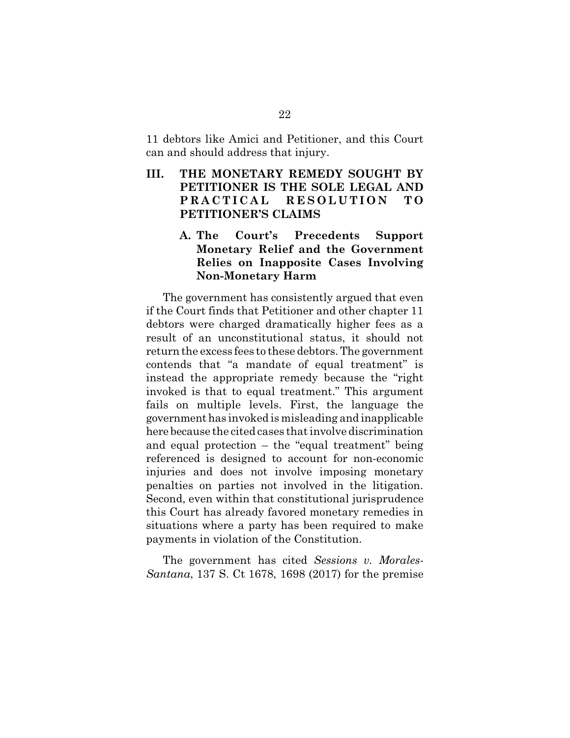11 debtors like Amici and Petitioner, and this Court can and should address that injury.

## III. THE MONETARY REMEDY SOUGHT BY PETITIONER IS THE SOLE LEGAL AND PRACTICAL RESOLUTION TO PETITIONER'S CLAIMS

### A. The Court's Precedents Support Monetary Relief and the Government Relies on Inapposite Cases Involving Non-Monetary Harm

The government has consistently argued that even if the Court finds that Petitioner and other chapter 11 debtors were charged dramatically higher fees as a result of an unconstitutional status, it should not return the excess fees to these debtors. The government contends that "a mandate of equal treatment" is instead the appropriate remedy because the "right invoked is that to equal treatment." This argument fails on multiple levels. First, the language the government has invoked is misleading and inapplicable here because the cited cases that involve discrimination and equal protection – the "equal treatment" being referenced is designed to account for non-economic injuries and does not involve imposing monetary penalties on parties not involved in the litigation. Second, even within that constitutional jurisprudence this Court has already favored monetary remedies in situations where a party has been required to make payments in violation of the Constitution.

The government has cited *Sessions v. Morales-Santana*, 137 S. Ct 1678, 1698 (2017) for the premise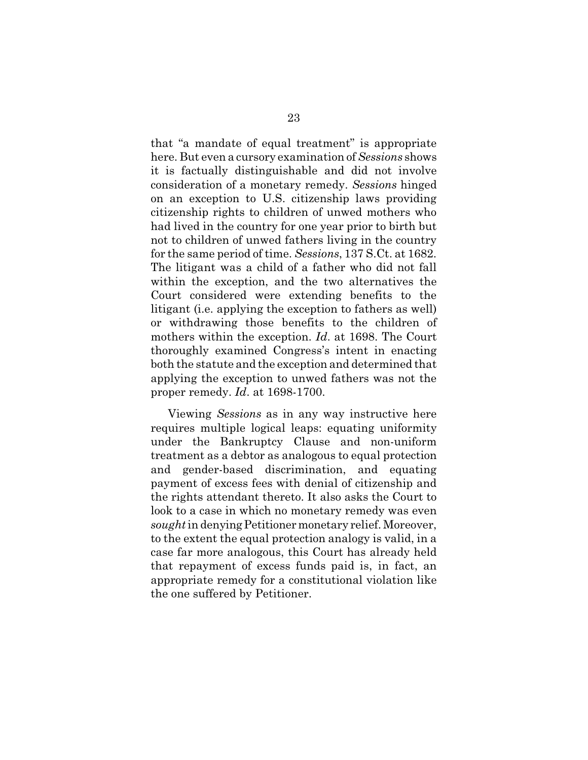that "a mandate of equal treatment" is appropriate here. But even a cursory examination of *Sessions* shows it is factually distinguishable and did not involve consideration of a monetary remedy. *Sessions* hinged on an exception to U.S. citizenship laws providing citizenship rights to children of unwed mothers who had lived in the country for one year prior to birth but not to children of unwed fathers living in the country for the same period of time. *Sessions*, 137 S.Ct. at 1682. The litigant was a child of a father who did not fall within the exception, and the two alternatives the Court considered were extending benefits to the litigant (i.e. applying the exception to fathers as well) or withdrawing those benefits to the children of mothers within the exception. *Id*. at 1698. The Court thoroughly examined Congress's intent in enacting both the statute and the exception and determined that applying the exception to unwed fathers was not the proper remedy. *Id*. at 1698-1700.

Viewing *Sessions* as in any way instructive here requires multiple logical leaps: equating uniformity under the Bankruptcy Clause and non-uniform treatment as a debtor as analogous to equal protection and gender-based discrimination, and equating payment of excess fees with denial of citizenship and the rights attendant thereto. It also asks the Court to look to a case in which no monetary remedy was even *sought* in denying Petitioner monetary relief. Moreover, to the extent the equal protection analogy is valid, in a case far more analogous, this Court has already held that repayment of excess funds paid is, in fact, an appropriate remedy for a constitutional violation like the one suffered by Petitioner.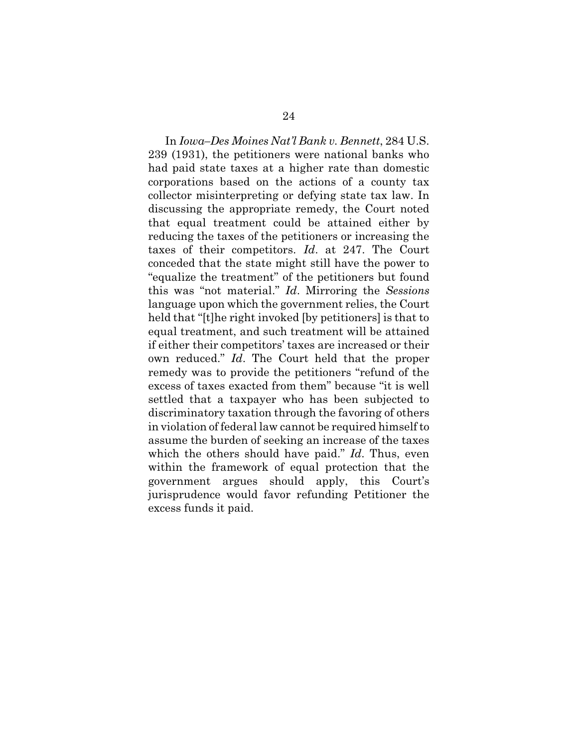In *Iowa–Des Moines Nat'l Bank v. Bennett*, 284 U.S. 239 (1931), the petitioners were national banks who had paid state taxes at a higher rate than domestic corporations based on the actions of a county tax collector misinterpreting or defying state tax law. In discussing the appropriate remedy, the Court noted that equal treatment could be attained either by reducing the taxes of the petitioners or increasing the taxes of their competitors. *Id*. at 247. The Court conceded that the state might still have the power to "equalize the treatment" of the petitioners but found this was "not material." *Id*. Mirroring the *Sessions* language upon which the government relies, the Court held that "[t]he right invoked [by petitioners] is that to equal treatment, and such treatment will be attained if either their competitors' taxes are increased or their own reduced." *Id*. The Court held that the proper remedy was to provide the petitioners "refund of the excess of taxes exacted from them" because "it is well settled that a taxpayer who has been subjected to discriminatory taxation through the favoring of others in violation of federal law cannot be required himself to assume the burden of seeking an increase of the taxes which the others should have paid." *Id*. Thus, even within the framework of equal protection that the government argues should apply, this Court's jurisprudence would favor refunding Petitioner the excess funds it paid.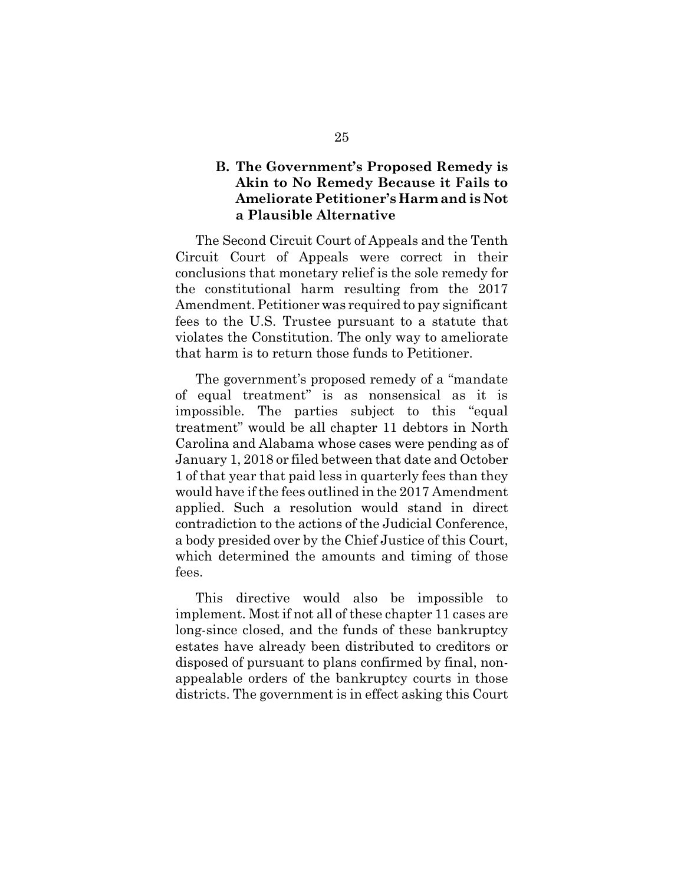### B. The Government's Proposed Remedy is Akin to No Remedy Because it Fails to Ameliorate Petitioner's Harm and is Not a Plausible Alternative

The Second Circuit Court of Appeals and the Tenth Circuit Court of Appeals were correct in their conclusions that monetary relief is the sole remedy for the constitutional harm resulting from the 2017 Amendment. Petitioner was required to pay significant fees to the U.S. Trustee pursuant to a statute that violates the Constitution. The only way to ameliorate that harm is to return those funds to Petitioner.

The government's proposed remedy of a "mandate of equal treatment" is as nonsensical as it is impossible. The parties subject to this "equal treatment" would be all chapter 11 debtors in North Carolina and Alabama whose cases were pending as of January 1, 2018 or filed between that date and October 1 of that year that paid less in quarterly fees than they would have if the fees outlined in the 2017 Amendment applied. Such a resolution would stand in direct contradiction to the actions of the Judicial Conference, a body presided over by the Chief Justice of this Court, which determined the amounts and timing of those fees.

This directive would also be impossible to implement. Most if not all of these chapter 11 cases are long-since closed, and the funds of these bankruptcy estates have already been distributed to creditors or disposed of pursuant to plans confirmed by final, non-appealable orders of the bankruptcy courts in those districts. The government is in effect asking this Court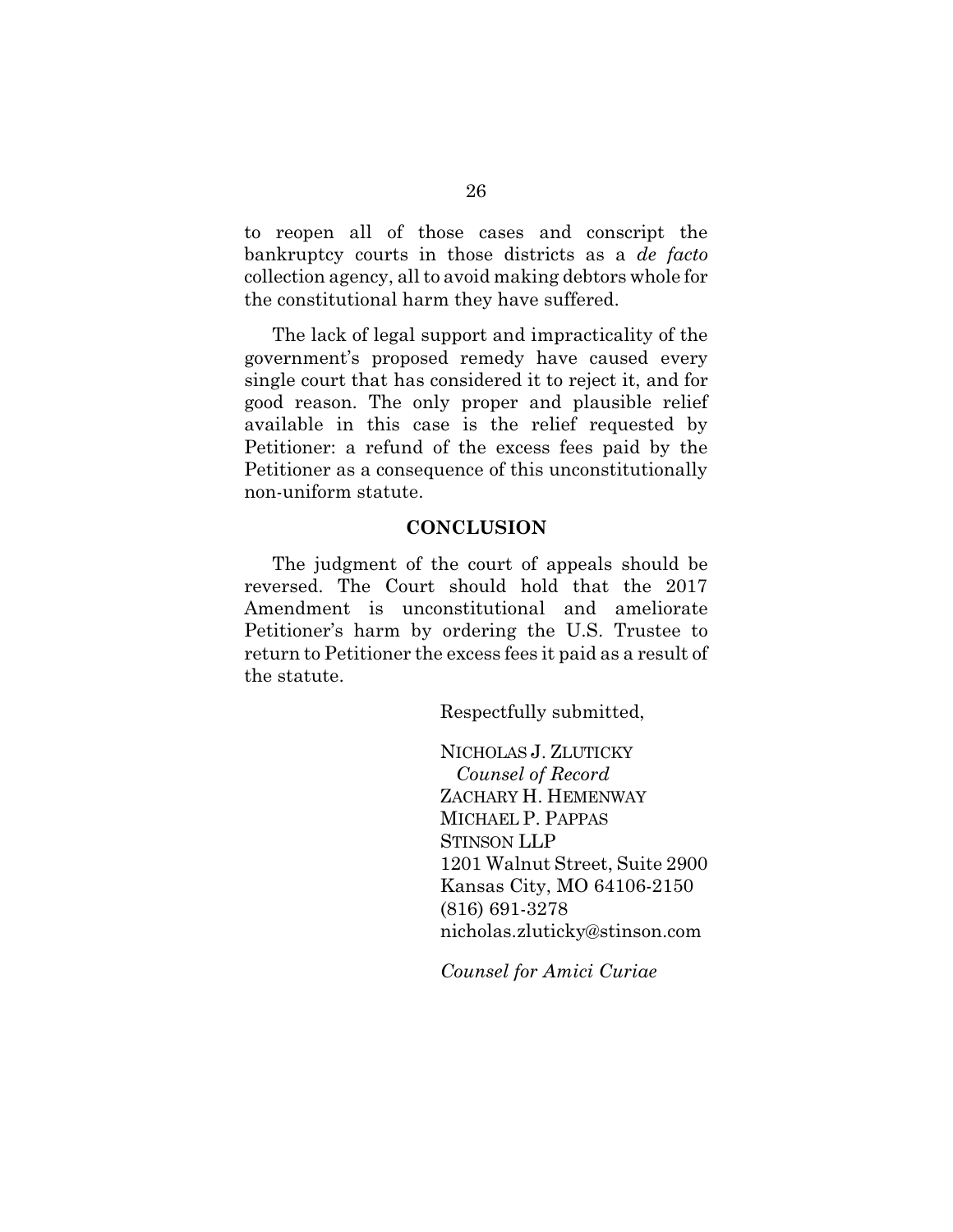to reopen all of those cases and conscript the bankruptcy courts in those districts as a *de facto* collection agency, all to avoid making debtors whole for the constitutional harm they have suffered.

The lack of legal support and impracticality of the government's proposed remedy have caused every single court that has considered it to reject it, and for good reason. The only proper and plausible relief available in this case is the relief requested by Petitioner: a refund of the excess fees paid by the Petitioner as a consequence of this unconstitutionally non-uniform statute.

## CONCLUSION

The judgment of the court of appeals should be reversed. The Court should hold that the 2017 Amendment is unconstitutional and ameliorate Petitioner's harm by ordering the U.S. Trustee to return to Petitioner the excess fees it paid as a result of the statute.

Respectfully submitted,

NICHOLAS J. ZLUTICKY
*Counsel of Record*
ZACHARY H. HEMENWAY
MICHAEL P. PAPPAS
STINSON LLP
1201 Walnut Street, Suite 2900
Kansas City, MO 64106-2150
(816) 691-3278
nicholas.zluticky@stinson.com

*Counsel for Amici Curiae*